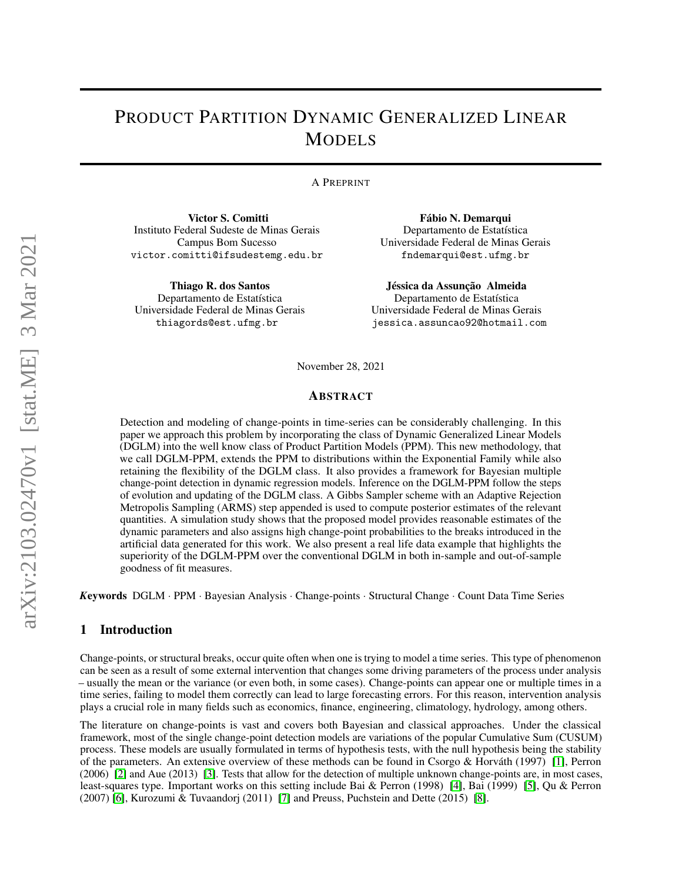# Product Partition Dynamic Generalized Linear Models

A Preprint

**Victor S. Comitti**
Instituto Federal Sudeste de Minas Gerais
Campus Bom Sucesso
victor.comitti@ifsudestemg.edu.br

**Fábio N. Demarqui**
Departamento de Estatística
Universidade Federal de Minas Gerais
fndemarqui@est.ufmg.br

**Thiago R. dos Santos**
Departamento de Estatística
Universidade Federal de Minas Gerais
thiagords@est.ufmg.br

**Jéssica da Assunção Almeida**
Departamento de Estatística
Universidade Federal de Minas Gerais
jessica.assuncao92@hotmail.com

November 28, 2021

## Abstract

Detection and modeling of change-points in time-series can be considerably challenging. In this paper we approach this problem by incorporating the class of Dynamic Generalized Linear Models (DGLM) into the well know class of Product Partition Models (PPM). This new methodology, that we call DGLM-PPM, extends the PPM to distributions within the Exponential Family while also retaining the flexibility of the DGLM class. It also provides a framework for Bayesian multiple change-point detection in dynamic regression models. Inference on the DGLM-PPM follow the steps of evolution and updating of the DGLM class. A Gibbs Sampler scheme with an Adaptive Rejection Metropolis Sampling (ARMS) step appended is used to compute posterior estimates of the relevant quantities. A simulation study shows that the proposed model provides reasonable estimates of the dynamic parameters and also assigns high change-point probabilities to the breaks introduced in the artificial data generated for this work. We also present a real life data example that highlights the superiority of the DGLM-PPM over the conventional DGLM in both in-sample and out-of-sample goodness of fit measures.

***Keywords*** DGLM · PPM · Bayesian Analysis · Change-points · Structural Change · Count Data Time Series

## 1 Introduction

Change-points, or structural breaks, occur quite often when one is trying to model a time series. This type of phenomenon can be seen as a result of some external intervention that changes some driving parameters of the process under analysis – usually the mean or the variance (or even both, in some cases). Change-points can appear one or multiple times in a time series, failing to model them correctly can lead to large forecasting errors. For this reason, intervention analysis plays a crucial role in many fields such as economics, finance, engineering, climatology, hydrology, among others.

The literature on change-points is vast and covers both Bayesian and classical approaches. Under the classical framework, most of the single change-point detection models are variations of the popular Cumulative Sum (CUSUM) process. These models are usually formulated in terms of hypothesis tests, with the null hypothesis being the stability of the parameters. An extensive overview of these methods can be found in Csorgo & Horváth (1997) [1], Perron (2006) [2] and Aue (2013) [3]. Tests that allow for the detection of multiple unknown change-points are, in most cases, least-squares type. Important works on this setting include Bai & Perron (1998) [4], Bai (1999) [5], Qu & Perron (2007) [6], Kurozumi & Tuvaandorj (2011) [7] and Preuss, Puchstein and Dette (2015) [8].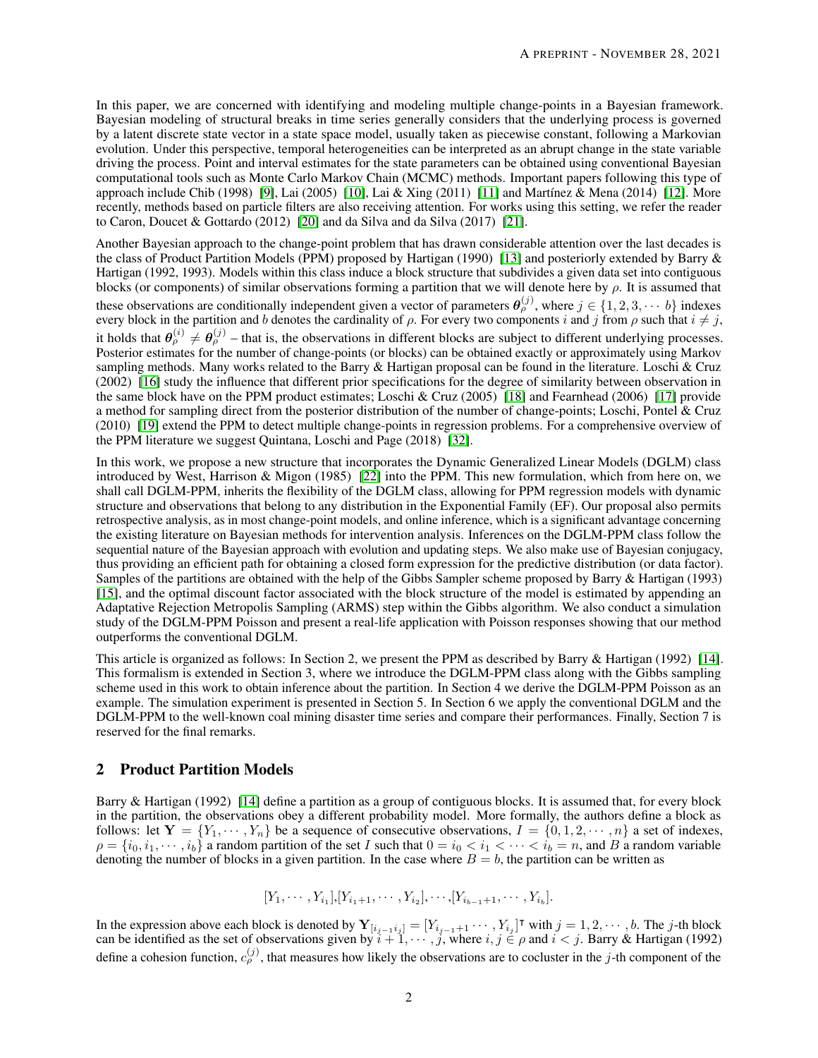In this paper, we are concerned with identifying and modeling multiple change-points in a Bayesian framework. Bayesian modeling of structural breaks in time series generally considers that the underlying process is governed by a latent discrete state vector in a state space model, usually taken as piecewise constant, following a Markovian evolution. Under this perspective, temporal heterogeneities can be interpreted as an abrupt change in the state variable driving the process. Point and interval estimates for the state parameters can be obtained using conventional Bayesian computational tools such as Monte Carlo Markov Chain (MCMC) methods. Important papers following this type of approach include Chib (1998) [9], Lai (2005) [10], Lai & Xing (2011) [11] and Martínez & Mena (2014) [12]. More recently, methods based on particle filters are also receiving attention. For works using this setting, we refer the reader to Caron, Doucet & Gottardo (2012) [20] and da Silva and da Silva (2017) [21].

Another Bayesian approach to the change-point problem that has drawn considerable attention over the last decades is the class of Product Partition Models (PPM) proposed by Hartigan (1990) [13] and posteriorly extended by Barry & Hartigan (1992, 1993). Models within this class induce a block structure that subdivides a given data set into contiguous blocks (or components) of similar observations forming a partition that we will denote here by $\rho$. It is assumed that these observations are conditionally independent given a vector of parameters $\boldsymbol{\theta}_{\rho}^{(j)}$, where $j \in \{1, 2, 3, \cdots b\}$ indexes every block in the partition and $b$ denotes the cardinality of $\rho$. For every two components $i$ and $j$ from $\rho$ such that $i \neq j$, it holds that $\boldsymbol{\theta}_{\rho}^{(i)} \neq \boldsymbol{\theta}_{\rho}^{(j)}$ – that is, the observations in different blocks are subject to different underlying processes. Posterior estimates for the number of change-points (or blocks) can be obtained exactly or approximately using Markov sampling methods. Many works related to the Barry & Hartigan proposal can be found in the literature. Loschi & Cruz (2002) [16] study the influence that different prior specifications for the degree of similarity between observation in the same block have on the PPM product estimates; Loschi & Cruz (2005) [18] and Fearnhead (2006) [17] provide a method for sampling direct from the posterior distribution of the number of change-points; Loschi, Pontel & Cruz (2010) [19] extend the PPM to detect multiple change-points in regression problems. For a comprehensive overview of the PPM literature we suggest Quintana, Loschi and Page (2018) [32].

In this work, we propose a new structure that incorporates the Dynamic Generalized Linear Models (DGLM) class introduced by West, Harrison & Migon (1985) [22] into the PPM. This new formulation, which from here on, we shall call DGLM-PPM, inherits the flexibility of the DGLM class, allowing for PPM regression models with dynamic structure and observations that belong to any distribution in the Exponential Family (EF). Our proposal also permits retrospective analysis, as in most change-point models, and online inference, which is a significant advantage concerning the existing literature on Bayesian methods for intervention analysis. Inferences on the DGLM-PPM class follow the sequential nature of the Bayesian approach with evolution and updating steps. We also make use of Bayesian conjugacy, thus providing an efficient path for obtaining a closed form expression for the predictive distribution (or data factor). Samples of the partitions are obtained with the help of the Gibbs Sampler scheme proposed by Barry & Hartigan (1993) [15], and the optimal discount factor associated with the block structure of the model is estimated by appending an Adaptative Rejection Metropolis Sampling (ARMS) step within the Gibbs algorithm. We also conduct a simulation study of the DGLM-PPM Poisson and present a real-life application with Poisson responses showing that our method outperforms the conventional DGLM.

This article is organized as follows: In Section 2, we present the PPM as described by Barry & Hartigan (1992) [14]. This formalism is extended in Section 3, where we introduce the DGLM-PPM class along with the Gibbs sampling scheme used in this work to obtain inference about the partition. In Section 4 we derive the DGLM-PPM Poisson as an example. The simulation experiment is presented in Section 5. In Section 6 we apply the conventional DGLM and the DGLM-PPM to the well-known coal mining disaster time series and compare their performances. Finally, Section 7 is reserved for the final remarks.

## 2 Product Partition Models

Barry & Hartigan (1992) [14] define a partition as a group of contiguous blocks. It is assumed that, for every block in the partition, the observations obey a different probability model. More formally, the authors define a block as follows: let $\mathbf{Y} = \{Y_1, \cdots, Y_n\}$ be a sequence of consecutive observations, $I = \{0, 1, 2, \cdots, n\}$ a set of indexes, $\rho = \{i_0, i_1, \cdots, i_b\}$ a random partition of the set $I$ such that $0 = i_0 < i_1 < \cdots < i_b = n$, and $B$ a random variable denoting the number of blocks in a given partition. In the case where $B = b$, the partition can be written as

$$[Y_1, \cdots, Y_{i_1}], [Y_{i_1+1}, \cdots, Y_{i_2}], \cdots, [Y_{i_{b-1}+1}, \cdots, Y_{i_b}].$$

In the expression above each block is denoted by $\mathbf{Y}_{[i_{j-1} i_j]} = [Y_{i_{j-1}+1} \cdots, Y_{i_j}]^{\intercal}$ with $j = 1, 2, \cdots, b$. The $j$-th block can be identified as the set of observations given by $i+1, \cdots, j$, where $i, j \in \rho$ and $i < j$. Barry & Hartigan (1992) define a cohesion function, $c_{\rho}^{(j)}$, that measures how likely the observations are to cocluster in the $j$-th component of the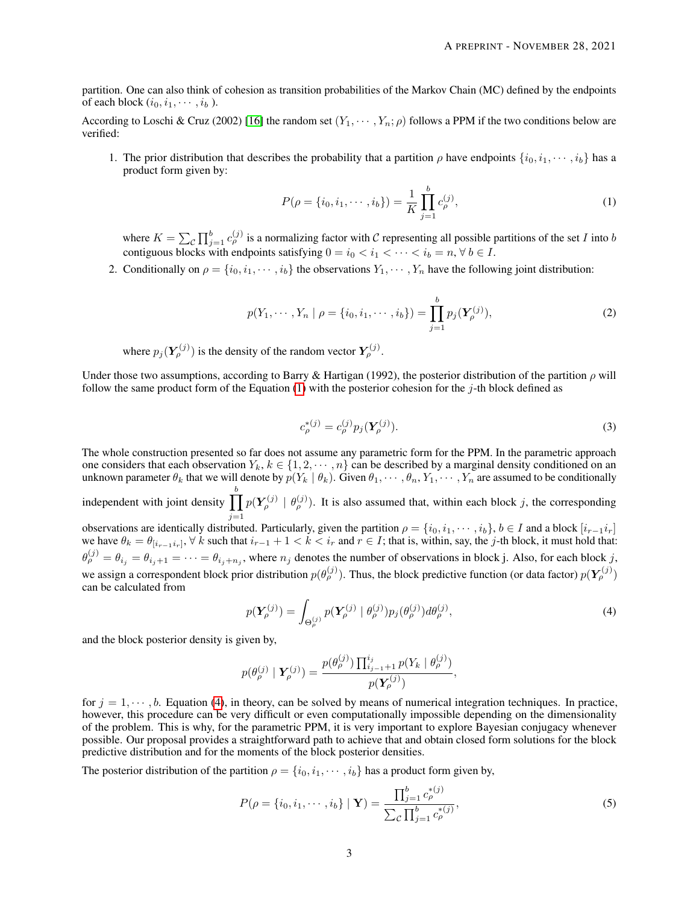partition. One can also think of cohesion as transition probabilities of the Markov Chain (MC) defined by the endpoints of each block ($i_0, i_1, \cdots, i_b$ ).

According to Loschi & Cruz (2002) [16] the random set $(Y_1, \cdots, Y_n; \rho)$ follows a PPM if the two conditions below are verified:

1. The prior distribution that describes the probability that a partition $\rho$ have endpoints $\{i_0, i_1, \cdots, i_b\}$ has a product form given by:

$$P(\rho = \{i_0, i_1, \cdots, i_b\}) = \frac{1}{K} \prod_{j=1}^{b} c_\rho^{(j)}, \tag{1}$$

   where $K = \sum_{\mathcal{C}} \prod_{j=1}^{b} c_\rho^{(j)}$ is a normalizing factor with $\mathcal{C}$ representing all possible partitions of the set $I$ into $b$ contiguous blocks with endpoints satisfying $0 = i_0 < i_1 < \cdots < i_b = n, \forall\, b \in I$.

2. Conditionally on $\rho = \{i_0, i_1, \cdots, i_b\}$ the observations $Y_1, \cdots, Y_n$ have the following joint distribution:

$$p(Y_1, \cdots, Y_n \mid \rho = \{i_0, i_1, \cdots, i_b\}) = \prod_{j=1}^{b} p_j(\boldsymbol{Y}_\rho^{(j)}), \tag{2}$$

   where $p_j(\boldsymbol{Y}_\rho^{(j)})$ is the density of the random vector $\boldsymbol{Y}_\rho^{(j)}$.

Under those two assumptions, according to Barry & Hartigan (1992), the posterior distribution of the partition $\rho$ will follow the same product form of the Equation (1) with the posterior cohesion for the $j$-th block defined as

$$c_\rho^{*(j)} = c_\rho^{(j)} p_j(\boldsymbol{Y}_\rho^{(j)}). \tag{3}$$

The whole construction presented so far does not assume any parametric form for the PPM. In the parametric approach one considers that each observation $Y_k, k \in \{1, 2, \cdots, n\}$ can be described by a marginal density conditioned on an unknown parameter $\theta_k$ that we will denote by $p(Y_k \mid \theta_k)$. Given $\theta_1, \cdots, \theta_n, Y_1, \cdots, Y_n$ are assumed to be conditionally independent with joint density $\prod_{j=1}^{b} p(\boldsymbol{Y}_\rho^{(j)} \mid \theta_\rho^{(j)})$. It is also assumed that, within each block $j$, the corresponding observations are identically distributed. Particularly, given the partition $\rho = \{i_0, i_1, \cdots, i_b\}$, $b \in I$ and a block $[i_{r-1} i_r]$ we have $\theta_k = \theta_{[i_{r-1} i_r]}, \forall\, k$ such that $i_{r-1} + 1 < k < i_r$ and $r \in I$; that is, within, say, the $j$-th block, it must hold that: $\theta_\rho^{(j)} = \theta_{i_j} = \theta_{i_j+1} = \cdots = \theta_{i_j+n_j}$, where $n_j$ denotes the number of observations in block j. Also, for each block $j$, we assign a correspondent block prior distribution $p(\theta_\rho^{(j)})$. Thus, the block predictive function (or data factor) $p(\boldsymbol{Y}_\rho^{(j)})$ can be calculated from

$$p(\boldsymbol{Y}_\rho^{(j)}) = \int_{\Theta_\rho^{(j)}} p(\boldsymbol{Y}_\rho^{(j)} \mid \theta_\rho^{(j)}) p_j(\theta_\rho^{(j)}) d\theta_\rho^{(j)}, \tag{4}$$

and the block posterior density is given by,

$$p(\theta_\rho^{(j)} \mid \boldsymbol{Y}_\rho^{(j)}) = \frac{p(\theta_\rho^{(j)}) \prod_{i_{j-1}+1}^{i_j} p(Y_k \mid \theta_\rho^{(j)})}{p(\boldsymbol{Y}_\rho^{(j)})},$$

for $j = 1, \cdots, b$. Equation (4), in theory, can be solved by means of numerical integration techniques. In practice, however, this procedure can be very difficult or even computationally impossible depending on the dimensionality of the problem. This is why, for the parametric PPM, it is very important to explore Bayesian conjugacy whenever possible. Our proposal provides a straightforward path to achieve that and obtain closed form solutions for the block predictive distribution and for the moments of the block posterior densities.

The posterior distribution of the partition $\rho = \{i_0, i_1, \cdots, i_b\}$ has a product form given by,

$$P(\rho = \{i_0, i_1, \cdots, i_b\} \mid \mathbf{Y}) = \frac{\prod_{j=1}^{b} c_\rho^{*(j)}}{\sum_{\mathcal{C}} \prod_{j=1}^{b} c_\rho^{*(j)}}, \tag{5}$$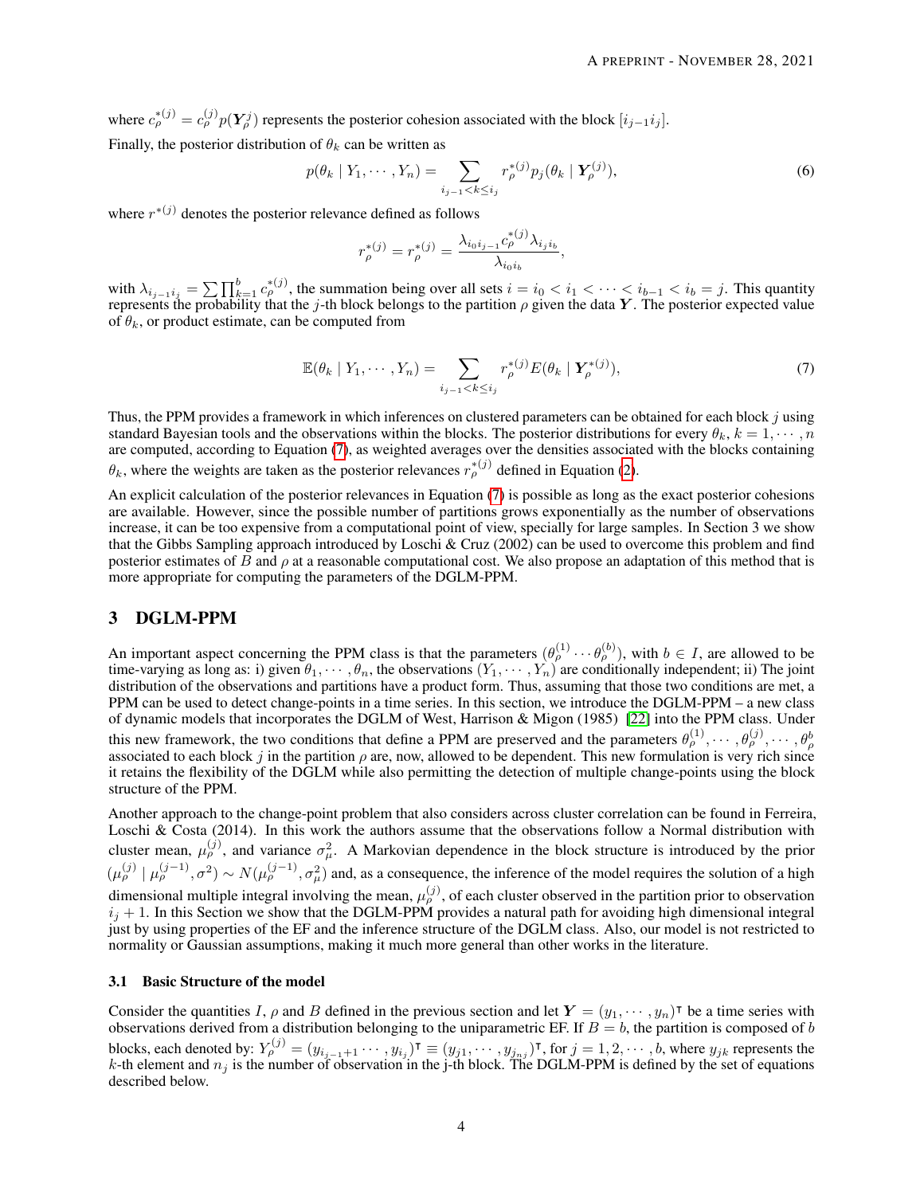where $c_\rho^{*(j)} = c_\rho^{(j)} p(\boldsymbol{Y}_\rho^j)$ represents the posterior cohesion associated with the block $[i_{j-1} i_j]$.

Finally, the posterior distribution of $\theta_k$ can be written as

$$p(\theta_k \mid Y_1, \cdots, Y_n) = \sum_{i_{j-1} < k \leq i_j} r_\rho^{*(j)} p_j(\theta_k \mid \boldsymbol{Y}_\rho^{(j)}), \tag{6}$$

where $r^{*(j)}$ denotes the posterior relevance defined as follows

$$r_\rho^{*(j)} = r_\rho^{*(j)} = \frac{\lambda_{i_0 i_{j-1}} c_\rho^{*(j)} \lambda_{i_j i_b}}{\lambda_{i_0 i_b}},$$

with $\lambda_{i_{j-1} i_j} = \sum \prod_{k=1}^{b} c_\rho^{*(j)}$, the summation being over all sets $i = i_0 < i_1 < \cdots < i_{b-1} < i_b = j$. This quantity represents the probability that the $j$-th block belongs to the partition $\rho$ given the data $\boldsymbol{Y}$. The posterior expected value of $\theta_k$, or product estimate, can be computed from

$$\mathbb{E}(\theta_k \mid Y_1, \cdots, Y_n) = \sum_{i_{j-1} < k \leq i_j} r_\rho^{*(j)} E(\theta_k \mid \boldsymbol{Y}_\rho^{*(j)}), \tag{7}$$

Thus, the PPM provides a framework in which inferences on clustered parameters can be obtained for each block $j$ using standard Bayesian tools and the observations within the blocks. The posterior distributions for every $\theta_k$, $k = 1, \cdots, n$ are computed, according to Equation (7), as weighted averages over the densities associated with the blocks containing $\theta_k$, where the weights are taken as the posterior relevances $r_\rho^{*(j)}$ defined in Equation (2).

An explicit calculation of the posterior relevances in Equation (7) is possible as long as the exact posterior cohesions are available. However, since the possible number of partitions grows exponentially as the number of observations increase, it can be too expensive from a computational point of view, specially for large samples. In Section 3 we show that the Gibbs Sampling approach introduced by Loschi & Cruz (2002) can be used to overcome this problem and find posterior estimates of $B$ and $\rho$ at a reasonable computational cost. We also propose an adaptation of this method that is more appropriate for computing the parameters of the DGLM-PPM.

# 3 DGLM-PPM

An important aspect concerning the PPM class is that the parameters $(\theta_\rho^{(1)} \cdots \theta_\rho^{(b)})$, with $b \in I$, are allowed to be time-varying as long as: i) given $\theta_1, \cdots, \theta_n$, the observations $(Y_1, \cdots, Y_n)$ are conditionally independent; ii) The joint distribution of the observations and partitions have a product form. Thus, assuming that those two conditions are met, a PPM can be used to detect change-points in a time series. In this section, we introduce the DGLM-PPM – a new class of dynamic models that incorporates the DGLM of West, Harrison & Migon (1985) [22] into the PPM class. Under this new framework, the two conditions that define a PPM are preserved and the parameters $\theta_\rho^{(1)}, \cdots, \theta_\rho^{(j)}, \cdots, \theta_\rho^b$ associated to each block $j$ in the partition $\rho$ are, now, allowed to be dependent. This new formulation is very rich since it retains the flexibility of the DGLM while also permitting the detection of multiple change-points using the block structure of the PPM.

Another approach to the change-point problem that also considers across cluster correlation can be found in Ferreira, Loschi & Costa (2014). In this work the authors assume that the observations follow a Normal distribution with cluster mean, $\mu_\rho^{(j)}$, and variance $\sigma_\mu^2$. A Markovian dependence in the block structure is introduced by the prior $(\mu_\rho^{(j)} \mid \mu_\rho^{(j-1)}, \sigma^2) \sim N(\mu_\rho^{(j-1)}, \sigma_\mu^2)$ and, as a consequence, the inference of the model requires the solution of a high dimensional multiple integral involving the mean, $\mu_\rho^{(j)}$, of each cluster observed in the partition prior to observation $i_j + 1$. In this Section we show that the DGLM-PPM provides a natural path for avoiding high dimensional integral just by using properties of the EF and the inference structure of the DGLM class. Also, our model is not restricted to normality or Gaussian assumptions, making it much more general than other works in the literature.

## 3.1 Basic Structure of the model

Consider the quantities $I$, $\rho$ and $B$ defined in the previous section and let $\boldsymbol{Y} = (y_1, \cdots, y_n)^\intercal$ be a time series with observations derived from a distribution belonging to the uniparametric EF. If $B = b$, the partition is composed of $b$ blocks, each denoted by: $Y_\rho^{(j)} = (y_{i_{j-1}+1} \cdots, y_{i_j})^\intercal \equiv (y_{j1}, \cdots, y_{jn_j})^\intercal$, for $j = 1, 2, \cdots, b$, where $y_{jk}$ represents the $k$-th element and $n_j$ is the number of observation in the j-th block. The DGLM-PPM is defined by the set of equations described below.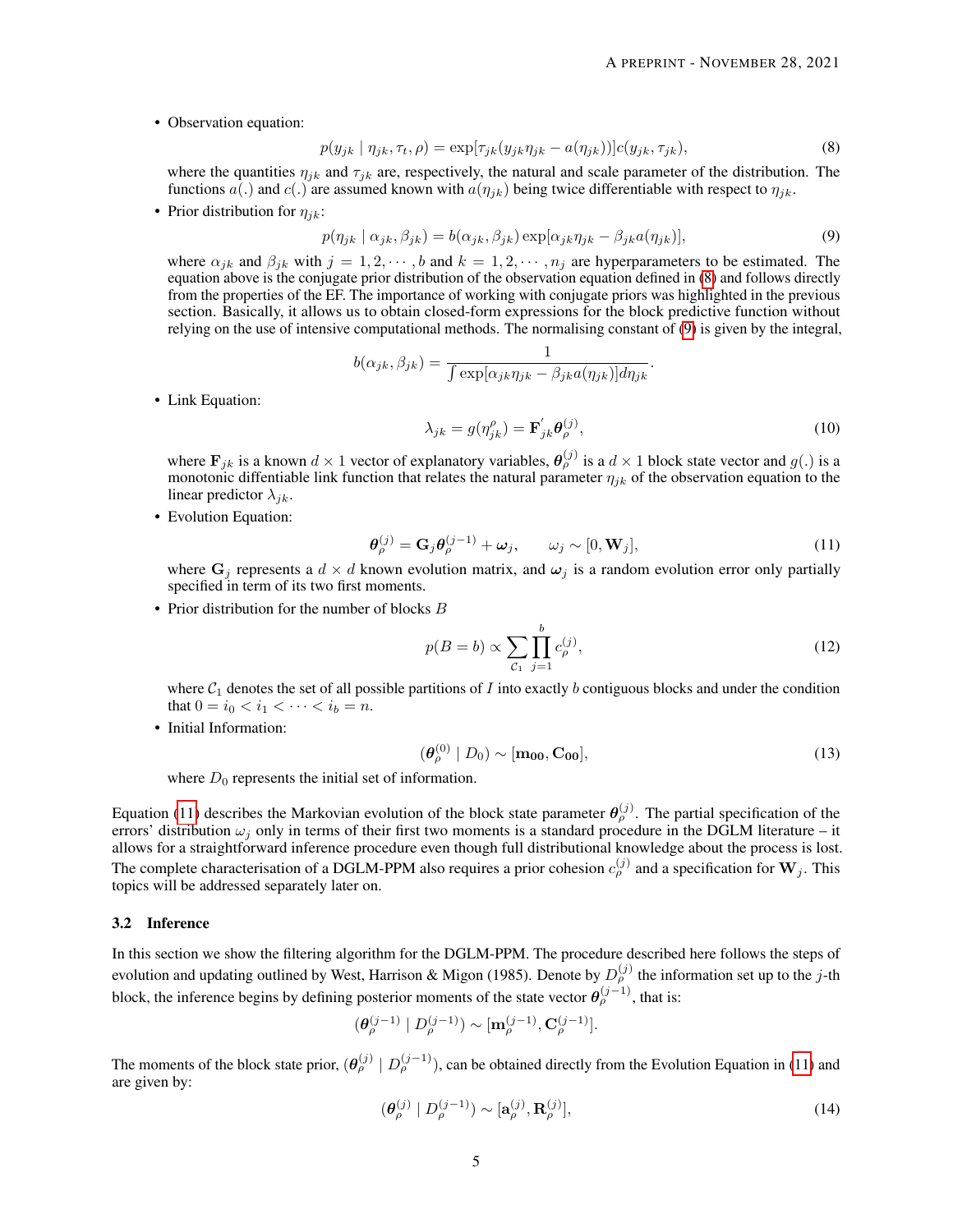- Observation equation:

$$p(y_{jk} \mid \eta_{jk}, \tau_t, \rho) = \exp[\tau_{jk}(y_{jk}\eta_{jk} - a(\eta_{jk}))]c(y_{jk}, \tau_{jk}), \tag{8}$$

  where the quantities $\eta_{jk}$ and $\tau_{jk}$ are, respectively, the natural and scale parameter of the distribution. The functions $a(.)$ and $c(.)$ are assumed known with $a(\eta_{jk})$ being twice differentiable with respect to $\eta_{jk}$.

- Prior distribution for $\eta_{jk}$:

$$p(\eta_{jk} \mid \alpha_{jk}, \beta_{jk}) = b(\alpha_{jk}, \beta_{jk}) \exp[\alpha_{jk}\eta_{jk} - \beta_{jk}a(\eta_{jk})], \tag{9}$$

  where $\alpha_{jk}$ and $\beta_{jk}$ with $j = 1, 2, \cdots, b$ and $k = 1, 2, \cdots, n_j$ are hyperparameters to be estimated. The equation above is the conjugate prior distribution of the observation equation defined in (8) and follows directly from the properties of the EF. The importance of working with conjugate priors was highlighted in the previous section. Basically, it allows us to obtain closed-form expressions for the block predictive function without relying on the use of intensive computational methods. The normalising constant of (9) is given by the integral,

$$b(\alpha_{jk}, \beta_{jk}) = \frac{1}{\int \exp[\alpha_{jk}\eta_{jk} - \beta_{jk}a(\eta_{jk})]d\eta_{jk}}.$$

- Link Equation:

$$\lambda_{jk} = g(\eta_{jk}^{\rho}) = \mathbf{F}_{jk}^{'}\boldsymbol{\theta}_{\rho}^{(j)}, \tag{10}$$

  where $\mathbf{F}_{jk}$ is a known $d \times 1$ vector of explanatory variables, $\boldsymbol{\theta}_{\rho}^{(j)}$ is a $d \times 1$ block state vector and $g(.)$ is a monotonic diffentiable link function that relates the natural parameter $\eta_{jk}$ of the observation equation to the linear predictor $\lambda_{jk}$.

- Evolution Equation:

$$\boldsymbol{\theta}_{\rho}^{(j)} = \mathbf{G}_j \boldsymbol{\theta}_{\rho}^{(j-1)} + \boldsymbol{\omega}_j, \qquad \omega_j \sim [0, \mathbf{W}_j], \tag{11}$$

  where $\mathbf{G}_j$ represents a $d \times d$ known evolution matrix, and $\boldsymbol{\omega}_j$ is a random evolution error only partially specified in term of its two first moments.

- Prior distribution for the number of blocks $B$

$$p(B = b) \propto \sum_{\mathcal{C}_1} \prod_{j=1}^{b} c_{\rho}^{(j)}, \tag{12}$$

  where $\mathcal{C}_1$ denotes the set of all possible partitions of $I$ into exactly $b$ contiguous blocks and under the condition that $0 = i_0 < i_1 < \cdots < i_b = n$.

- Initial Information:

$$(\boldsymbol{\theta}_{\rho}^{(0)} \mid D_0) \sim [\mathbf{m_{00}}, \mathbf{C_{00}}], \tag{13}$$

  where $D_0$ represents the initial set of information.

Equation (11) describes the Markovian evolution of the block state parameter $\boldsymbol{\theta}_{\rho}^{(j)}$. The partial specification of the errors' distribution $\omega_j$ only in terms of their first two moments is a standard procedure in the DGLM literature – it allows for a straightforward inference procedure even though full distributional knowledge about the process is lost. The complete characterisation of a DGLM-PPM also requires a prior cohesion $c_{\rho}^{(j)}$ and a specification for $\mathbf{W}_j$. This topics will be addressed separately later on.

### 3.2 Inference

In this section we show the filtering algorithm for the DGLM-PPM. The procedure described here follows the steps of evolution and updating outlined by West, Harrison & Migon (1985). Denote by $D_{\rho}^{(j)}$ the information set up to the $j$-th block, the inference begins by defining posterior moments of the state vector $\boldsymbol{\theta}_{\rho}^{(j-1)}$, that is:

$$(\boldsymbol{\theta}_{\rho}^{(j-1)} \mid D_{\rho}^{(j-1)}) \sim [\mathbf{m}_{\rho}^{(j-1)}, \mathbf{C}_{\rho}^{(j-1)}].$$

The moments of the block state prior, $(\boldsymbol{\theta}_{\rho}^{(j)} \mid D_{\rho}^{(j-1)})$, can be obtained directly from the Evolution Equation in (11) and are given by:

$$(\boldsymbol{\theta}_{\rho}^{(j)} \mid D_{\rho}^{(j-1)}) \sim [\mathbf{a}_{\rho}^{(j)}, \mathbf{R}_{\rho}^{(j)}], \tag{14}$$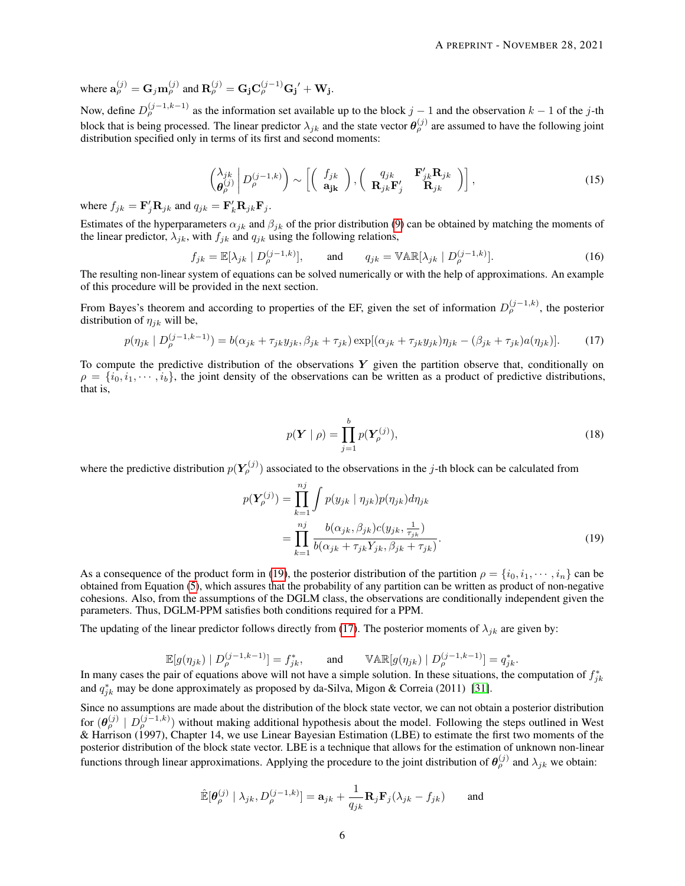where $\mathbf{a}_{\rho}^{(j)} = \mathbf{G}_j\mathbf{m}_{\rho}^{(j)}$ and $\mathbf{R}_{\rho}^{(j)} = \mathbf{G_j}\mathbf{C}_{\rho}^{(j-1)}\mathbf{G_j}' + \mathbf{W_j}$.

Now, define $D_{\rho}^{(j-1,k-1)}$ as the information set available up to the block $j-1$ and the observation $k-1$ of the $j$-th block that is being processed. The linear predictor $\lambda_{jk}$ and the state vector $\boldsymbol{\theta}_{\rho}^{(j)}$ are assumed to have the following joint distribution specified only in terms of its first and second moments:

$$\begin{pmatrix} \lambda_{jk} \\ \boldsymbol{\theta}_{\rho}^{(j)} \end{pmatrix} \Bigg| D_{\rho}^{(j-1,k)} \Bigg) \sim \left[ \begin{pmatrix} f_{jk} \\ \mathbf{a_{jk}} \end{pmatrix}, \begin{pmatrix} q_{jk} & \mathbf{F}_{jk}'\mathbf{R}_{jk} \\ \mathbf{R}_{jk}\mathbf{F}_j' & \mathbf{R}_{jk} \end{pmatrix} \right], \tag{15}$$

where $f_{jk} = \mathbf{F}_j'\mathbf{R}_{jk}$ and $q_{jk} = \mathbf{F}_k'\mathbf{R}_{jk}\mathbf{F}_j$.

Estimates of the hyperparameters $\alpha_{jk}$ and $\beta_{jk}$ of the prior distribution (9) can be obtained by matching the moments of the linear predictor, $\lambda_{jk}$, with $f_{jk}$ and $q_{jk}$ using the following relations,

$$f_{jk} = \mathbb{E}[\lambda_{jk} \mid D_{\rho}^{(j-1,k)}], \qquad \text{and} \qquad q_{jk} = \mathbb{VAR}[\lambda_{jk} \mid D_{\rho}^{(j-1,k)}]. \tag{16}$$

The resulting non-linear system of equations can be solved numerically or with the help of approximations. An example of this procedure will be provided in the next section.

From Bayes's theorem and according to properties of the EF, given the set of information $D_{\rho}^{(j-1,k)}$, the posterior distribution of $\eta_{jk}$ will be,

$$p(\eta_{jk} \mid D_{\rho}^{(j-1,k-1)}) = b(\alpha_{jk} + \tau_{jk}y_{jk}, \beta_{jk} + \tau_{jk}) \exp[(\alpha_{jk} + \tau_{jk}y_{jk})\eta_{jk} - (\beta_{jk} + \tau_{jk})a(\eta_{jk})]. \tag{17}$$

To compute the predictive distribution of the observations $\boldsymbol{Y}$ given the partition observe that, conditionally on $\rho = \{i_0, i_1, \cdots, i_b\}$, the joint density of the observations can be written as a product of predictive distributions, that is,

$$p(\boldsymbol{Y} \mid \rho) = \prod_{j=1}^{b} p(\boldsymbol{Y}_{\rho}^{(j)}), \tag{18}$$

where the predictive distribution $p(\boldsymbol{Y}_{\rho}^{(j)})$ associated to the observations in the $j$-th block can be calculated from

$$\begin{aligned} p(\boldsymbol{Y}_{\rho}^{(j)}) &= \prod_{k=1}^{nj} \int p(y_{jk} \mid \eta_{jk}) p(\eta_{jk}) d\eta_{jk} \\ &= \prod_{k=1}^{nj} \frac{b(\alpha_{jk}, \beta_{jk}) c(y_{jk}, \frac{1}{\tau_{jk}})}{b(\alpha_{jk} + \tau_{jk}Y_{jk}, \beta_{jk} + \tau_{jk})}. \end{aligned} \tag{19}$$

As a consequence of the product form in (19), the posterior distribution of the partition $\rho = \{i_0, i_1, \cdots, i_n\}$ can be obtained from Equation (5), which assures that the probability of any partition can be written as product of non-negative cohesions. Also, from the assumptions of the DGLM class, the observations are conditionally independent given the parameters. Thus, DGLM-PPM satisfies both conditions required for a PPM.

The updating of the linear predictor follows directly from (17). The posterior moments of $\lambda_{jk}$ are given by:

$$\mathbb{E}[g(\eta_{jk}) \mid D_{\rho}^{(j-1,k-1)}] = f_{jk}^*, \qquad \text{and} \qquad \mathbb{VAR}[g(\eta_{jk}) \mid D_{\rho}^{(j-1,k-1)}] = q_{jk}^*.$$

In many cases the pair of equations above will not have a simple solution. In these situations, the computation of $f_{jk}^*$ and $q_{jk}^*$ may be done approximately as proposed by da-Silva, Migon & Correia (2011) [31].

Since no assumptions are made about the distribution of the block state vector, we can not obtain a posterior distribution for $(\boldsymbol{\theta}_{\rho}^{(j)} \mid D_{\rho}^{(j-1,k)})$ without making additional hypothesis about the model. Following the steps outlined in West & Harrison (1997), Chapter 14, we use Linear Bayesian Estimation (LBE) to estimate the first two moments of the posterior distribution of the block state vector. LBE is a technique that allows for the estimation of unknown non-linear functions through linear approximations. Applying the procedure to the joint distribution of $\boldsymbol{\theta}_{\rho}^{(j)}$ and $\lambda_{jk}$ we obtain:

$$\hat{\mathbb{E}}[\boldsymbol{\theta}_{\rho}^{(j)} \mid \lambda_{jk}, D_{\rho}^{(j-1,k)}] = \mathbf{a}_{jk} + \frac{1}{q_{jk}}\mathbf{R}_j\mathbf{F}_j(\lambda_{jk} - f_{jk}) \qquad \text{and}$$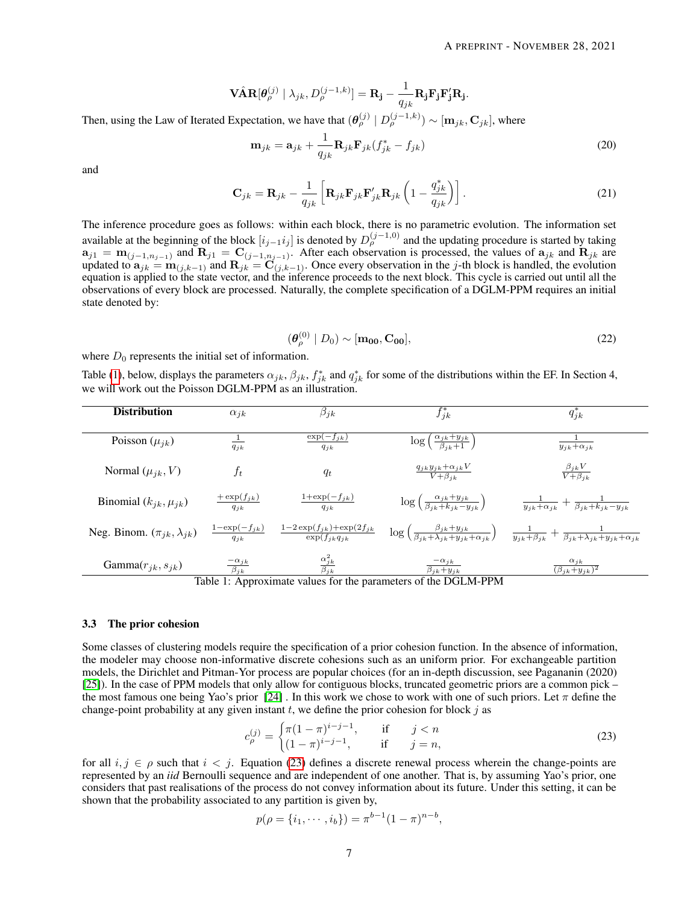$$\hat{\mathbf{VAR}}[\boldsymbol{\theta}_{\rho}^{(j)} \mid \lambda_{jk}, D_{\rho}^{(j-1,k)}] = \mathbf{R_j} - \frac{1}{q_{jk}} \mathbf{R_j F_j F_j' R_j}.$$

Then, using the Law of Iterated Expectation, we have that $(\boldsymbol{\theta}_{\rho}^{(j)} \mid D_{\rho}^{(j-1,k)}) \sim [\mathbf{m}_{jk}, \mathbf{C}_{jk}]$, where

$$\mathbf{m}_{jk} = \mathbf{a}_{jk} + \frac{1}{q_{jk}} \mathbf{R}_{jk} \mathbf{F}_{jk} (f_{jk}^{*} - f_{jk}) \tag{20}$$

and

$$\mathbf{C}_{jk} = \mathbf{R}_{jk} - \frac{1}{q_{jk}} \left[ \mathbf{R}_{jk} \mathbf{F}_{jk} \mathbf{F}_{jk}' \mathbf{R}_{jk} \left( 1 - \frac{q_{jk}^{*}}{q_{jk}} \right) \right]. \tag{21}$$

The inference procedure goes as follows: within each block, there is no parametric evolution. The information set available at the beginning of the block $[i_{j-1} i_j]$ is denoted by $D_{\rho}^{(j-1,0)}$ and the updating procedure is started by taking $\mathbf{a}_{j1} = \mathbf{m}_{(j-1,n_{j-1})}$ and $\mathbf{R}_{j1} = \mathbf{C}_{(j-1,n_{j-1})}$. After each observation is processed, the values of $\mathbf{a}_{jk}$ and $\mathbf{R}_{jk}$ are updated to $\mathbf{a}_{jk} = \mathbf{m}_{(j,k-1)}$ and $\mathbf{R}_{jk} = \mathbf{C}_{(j,k-1)}$. Once every observation in the $j$-th block is handled, the evolution equation is applied to the state vector, and the inference proceeds to the next block. This cycle is carried out until all the observations of every block are processed. Naturally, the complete specification of a DGLM-PPM requires an initial state denoted by:

$$(\boldsymbol{\theta}_{\rho}^{(0)} \mid D_0) \sim [\mathbf{m_{00}}, \mathbf{C_{00}}], \tag{22}$$

where $D_0$ represents the initial set of information.

Table (1), below, displays the parameters $\alpha_{jk}$, $\beta_{jk}$, $f_{jk}^{*}$ and $q_{jk}^{*}$ for some of the distributions within the EF. In Section 4, we will work out the Poisson DGLM-PPM as an illustration.

| Distribution | $\alpha_{jk}$ | $\beta_{jk}$ | $f_{jk}^{*}$ | $q_{jk}^{*}$ |
|---|---|---|---|---|
| Poisson ($\mu_{jk}$) | $\frac{1}{q_{jk}}$ | $\frac{\exp(-f_{jk})}{q_{jk}}$ | $\log\left(\frac{\alpha_{jk}+y_{jk}}{\beta_{jk}+1}\right)$ | $\frac{1}{y_{jk}+\alpha_{jk}}$ |
| Normal ($\mu_{jk}, V$) | $f_t$ | $q_t$ | $\frac{q_{jk}y_{jk}+\alpha_{jk}V}{V+\beta_{jk}}$ | $\frac{\beta_{jk}V}{V+\beta_{jk}}$ |
| Binomial ($k_{jk}, \mu_{jk}$) | $\frac{+\exp(f_{jk})}{q_{jk}}$ | $\frac{1+\exp(-f_{jk})}{q_{jk}}$ | $\log\left(\frac{\alpha_{jk}+y_{jk}}{\beta_{jk}+k_{jk}-y_{jk}}\right)$ | $\frac{1}{y_{jk}+\alpha_{jk}} + \frac{1}{\beta_{jk}+k_{jk}-y_{jk}}$ |
| Neg. Binom. ($\pi_{jk}, \lambda_{jk}$) | $\frac{1-\exp(-f_{jk})}{q_{jk}}$ | $\frac{1-2\exp(f_{jk})+\exp(2f_{jk}}{\exp(f_{jk}q_{jk}}$ | $\log\left(\frac{\beta_{jk}+y_{jk}}{\beta_{jk}+\lambda_{jk}+y_{jk}+\alpha_{jk}}\right)$ | $\frac{1}{y_{jk}+\beta_{jk}} + \frac{1}{\beta_{jk}+\lambda_{jk}+y_{jk}+\alpha_{jk}}$ |
| Gamma($r_{jk}, s_{jk}$) | $\frac{-\alpha_{jk}}{\beta_{jk}}$ | $\frac{\alpha_{jk}^2}{\beta_{jk}}$ | $\frac{-\alpha_{jk}}{\beta_{jk}+y_{jk}}$ | $\frac{\alpha_{jk}}{(\beta_{jk}+y_{jk})^2}$ |

Table 1: Approximate values for the parameters of the DGLM-PPM

### 3.3 The prior cohesion

Some classes of clustering models require the specification of a prior cohesion function. In the absence of information, the modeler may choose non-informative discrete cohesions such as an uniform prior. For exchangeable partition models, the Dirichlet and Pitman-Yor process are popular choices (for an in-depth discussion, see Pagananin (2020) [25]). In the case of PPM models that only allow for contiguous blocks, truncated geometric priors are a common pick – the most famous one being Yao's prior [24]. In this work we chose to work with one of such priors. Let $\pi$ define the change-point probability at any given instant $t$, we define the prior cohesion for block $j$ as

$$c_{\rho}^{(j)} = \begin{cases} \pi(1-\pi)^{i-j-1}, & \text{if} \quad j < n \\ (1-\pi)^{i-j-1}, & \text{if} \quad j = n, \end{cases} \tag{23}$$

for all $i, j \in \rho$ such that $i < j$. Equation (23) defines a discrete renewal process wherein the change-points are represented by an *iid* Bernoulli sequence and are independent of one another. That is, by assuming Yao's prior, one considers that past realisations of the process do not convey information about its future. Under this setting, it can be shown that the probability associated to any partition is given by,

$$p(\rho = \{i_1, \cdots, i_b\}) = \pi^{b-1}(1-\pi)^{n-b},$$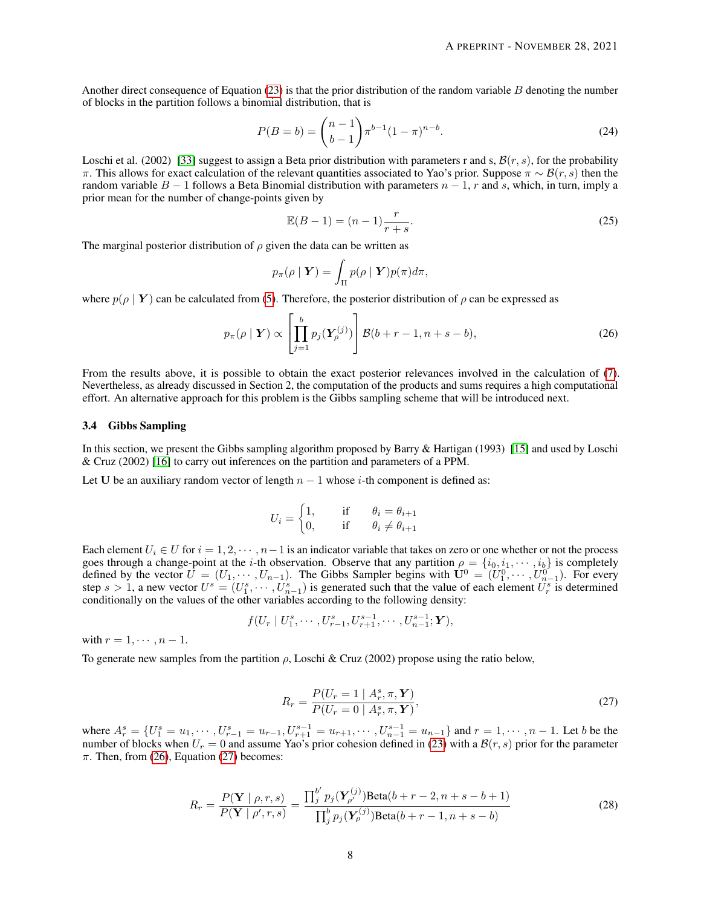Another direct consequence of Equation (23) is that the prior distribution of the random variable $B$ denoting the number of blocks in the partition follows a binomial distribution, that is

$$P(B = b) = \binom{n-1}{b-1} \pi^{b-1}(1-\pi)^{n-b}. \tag{24}$$

Loschi et al. (2002) [33] suggest to assign a Beta prior distribution with parameters r and s, $\mathcal{B}(r,s)$, for the probability $\pi$. This allows for exact calculation of the relevant quantities associated to Yao's prior. Suppose $\pi \sim \mathcal{B}(r,s)$ then the random variable $B-1$ follows a Beta Binomial distribution with parameters $n-1$, $r$ and $s$, which, in turn, imply a prior mean for the number of change-points given by

$$\mathbb{E}(B-1) = (n-1)\frac{r}{r+s}. \tag{25}$$

The marginal posterior distribution of $\rho$ given the data can be written as

$$p_\pi(\rho \mid \boldsymbol{Y}) = \int_\Pi p(\rho \mid \boldsymbol{Y}) p(\pi) d\pi,$$

where $p(\rho \mid \boldsymbol{Y})$ can be calculated from (5). Therefore, the posterior distribution of $\rho$ can be expressed as

$$p_\pi(\rho \mid \boldsymbol{Y}) \propto \left[\prod_{j=1}^{b} p_j(\boldsymbol{Y}_\rho^{(j)})\right] \mathcal{B}(b+r-1, n+s-b), \tag{26}$$

From the results above, it is possible to obtain the exact posterior relevances involved in the calculation of (7). Nevertheless, as already discussed in Section 2, the computation of the products and sums requires a high computational effort. An alternative approach for this problem is the Gibbs sampling scheme that will be introduced next.

### 3.4 Gibbs Sampling

In this section, we present the Gibbs sampling algorithm proposed by Barry & Hartigan (1993) [15] and used by Loschi & Cruz (2002) [16] to carry out inferences on the partition and parameters of a PPM.

Let $\mathbf{U}$ be an auxiliary random vector of length $n-1$ whose $i$-th component is defined as:

$$U_i = \begin{cases} 1, & \text{if} \quad \theta_i = \theta_{i+1} \\ 0, & \text{if} \quad \theta_i \neq \theta_{i+1} \end{cases}$$

Each element $U_i \in U$ for $i = 1, 2, \cdots, n-1$ is an indicator variable that takes on zero or one whether or not the process goes through a change-point at the $i$-th observation. Observe that any partition $\rho = \{i_0, i_1, \cdots, i_b\}$ is completely defined by the vector $U = (U_1, \cdots, U_{n-1})$. The Gibbs Sampler begins with $\mathbf{U}^0 = (U_1^0, \cdots, U_{n-1}^0)$. For every step $s > 1$, a new vector $U^s = (U_1^s, \cdots, U_{n-1}^s)$ is generated such that the value of each element $U_r^s$ is determined conditionally on the values of the other variables according to the following density:

$$f(U_r \mid U_1^s, \cdots, U_{r-1}^s, U_{r+1}^{s-1}, \cdots, U_{n-1}^{s-1}; \boldsymbol{Y}),$$

with $r = 1, \cdots, n-1$.

To generate new samples from the partition $\rho$, Loschi & Cruz (2002) propose using the ratio below,

$$R_r = \frac{P(U_r = 1 \mid A_r^s, \pi, \boldsymbol{Y})}{P(U_r = 0 \mid A_r^s, \pi, \boldsymbol{Y})}, \tag{27}$$

where $A_r^s = \{U_1^s = u_1, \cdots, U_{r-1}^s = u_{r-1}, U_{r+1}^{s-1} = u_{r+1}, \cdots, U_{n-1}^{s-1} = u_{n-1}\}$ and $r = 1, \cdots, n-1$. Let $b$ be the number of blocks when $U_r = 0$ and assume Yao's prior cohesion defined in (23) with a $\mathcal{B}(r,s)$ prior for the parameter $\pi$. Then, from (26), Equation (27) becomes:

$$R_r = \frac{P(\mathbf{Y} \mid \rho, r, s)}{P(\mathbf{Y} \mid \rho', r, s)} = \frac{\prod_j^{b'} p_j(\boldsymbol{Y}_{\rho'}^{(j)}) \text{Beta}(b+r-2, n+s-b+1)}{\prod_j^{b} p_j(\boldsymbol{Y}_{\rho}^{(j)}) \text{Beta}(b+r-1, n+s-b)} \tag{28}$$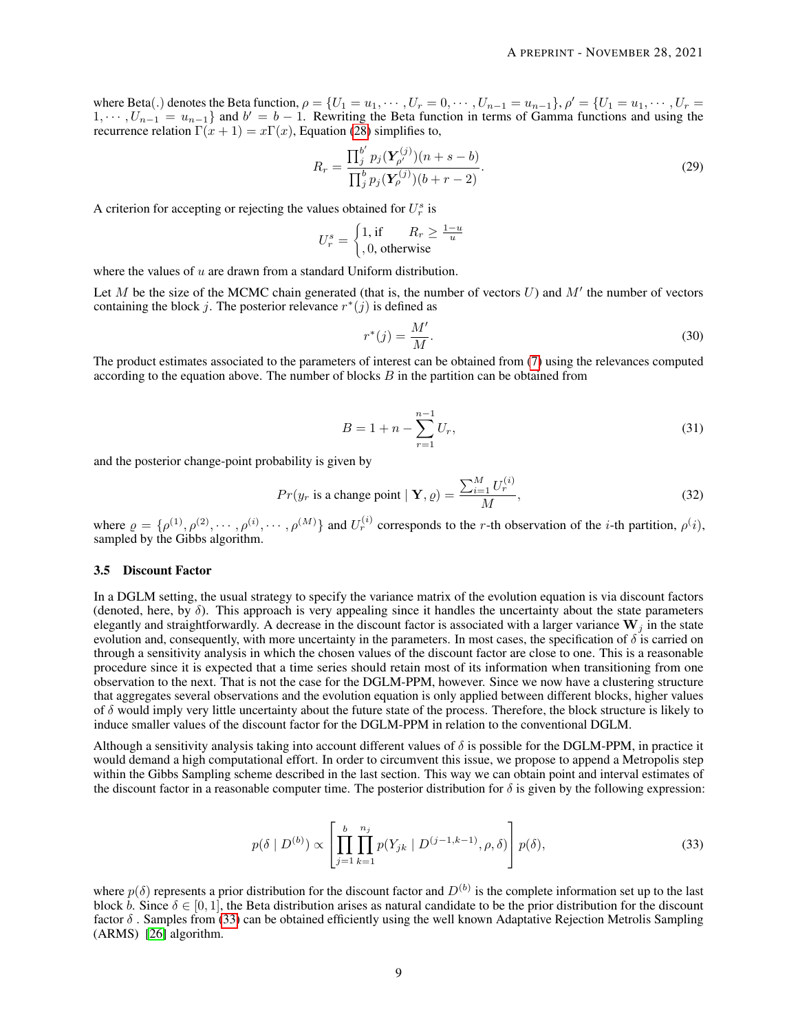where Beta(.) denotes the Beta function, $\rho = \{U_1 = u_1, \cdots, U_r = 0, \cdots, U_{n-1} = u_{n-1}\}$, $\rho' = \{U_1 = u_1, \cdots, U_r = 1, \cdots, U_{n-1} = u_{n-1}\}$ and $b' = b - 1$. Rewriting the Beta function in terms of Gamma functions and using the recurrence relation $\Gamma(x+1) = x\Gamma(x)$, Equation (28) simplifies to,

$$R_r = \frac{\prod_j^{b'} p_j(\boldsymbol{Y}_{\rho'}^{(j)})(n+s-b)}{\prod_j^{b} p_j(\boldsymbol{Y}_{\rho}^{(j)})(b+r-2)}. \tag{29}$$

A criterion for accepting or rejecting the values obtained for $U_r^s$ is

$$U_r^s = \begin{cases} 1, \text{if} \quad R_r \geq \frac{1-u}{u} \\ , 0, \text{otherwise} \end{cases}$$

where the values of $u$ are drawn from a standard Uniform distribution.

Let $M$ be the size of the MCMC chain generated (that is, the number of vectors $U$) and $M'$ the number of vectors containing the block $j$. The posterior relevance $r^*(j)$ is defined as

$$r^*(j) = \frac{M'}{M}. \tag{30}$$

The product estimates associated to the parameters of interest can be obtained from (7) using the relevances computed according to the equation above. The number of blocks $B$ in the partition can be obtained from

$$B = 1 + n - \sum_{r=1}^{n-1} U_r, \tag{31}$$

and the posterior change-point probability is given by

$$Pr(y_r \text{ is a change point} \mid \mathbf{Y}, \varrho) = \frac{\sum_{i=1}^{M} U_r^{(i)}}{M}, \tag{32}$$

where $\varrho = \{\rho^{(1)}, \rho^{(2)}, \cdots, \rho^{(i)}, \cdots, \rho^{(M)}\}$ and $U_r^{(i)}$ corresponds to the $r$-th observation of the $i$-th partition, $\rho^{(}i)$, sampled by the Gibbs algorithm.

### 3.5 Discount Factor

In a DGLM setting, the usual strategy to specify the variance matrix of the evolution equation is via discount factors (denoted, here, by $\delta$). This approach is very appealing since it handles the uncertainty about the state parameters elegantly and straightforwardly. A decrease in the discount factor is associated with a larger variance $\mathbf{W}_j$ in the state evolution and, consequently, with more uncertainty in the parameters. In most cases, the specification of $\delta$ is carried on through a sensitivity analysis in which the chosen values of the discount factor are close to one. This is a reasonable procedure since it is expected that a time series should retain most of its information when transitioning from one observation to the next. That is not the case for the DGLM-PPM, however. Since we now have a clustering structure that aggregates several observations and the evolution equation is only applied between different blocks, higher values of $\delta$ would imply very little uncertainty about the future state of the process. Therefore, the block structure is likely to induce smaller values of the discount factor for the DGLM-PPM in relation to the conventional DGLM.

Although a sensitivity analysis taking into account different values of $\delta$ is possible for the DGLM-PPM, in practice it would demand a high computational effort. In order to circumvent this issue, we propose to append a Metropolis step within the Gibbs Sampling scheme described in the last section. This way we can obtain point and interval estimates of the discount factor in a reasonable computer time. The posterior distribution for $\delta$ is given by the following expression:

$$p(\delta \mid D^{(b)}) \propto \left[ \prod_{j=1}^{b} \prod_{k=1}^{n_j} p(Y_{jk} \mid D^{(j-1,k-1)}, \rho, \delta) \right] p(\delta), \tag{33}$$

where $p(\delta)$ represents a prior distribution for the discount factor and $D^{(b)}$ is the complete information set up to the last block $b$. Since $\delta \in [0, 1]$, the Beta distribution arises as natural candidate to be the prior distribution for the discount factor $\delta$ . Samples from (33) can be obtained efficiently using the well known Adaptative Rejection Metrolis Sampling (ARMS) [26] algorithm.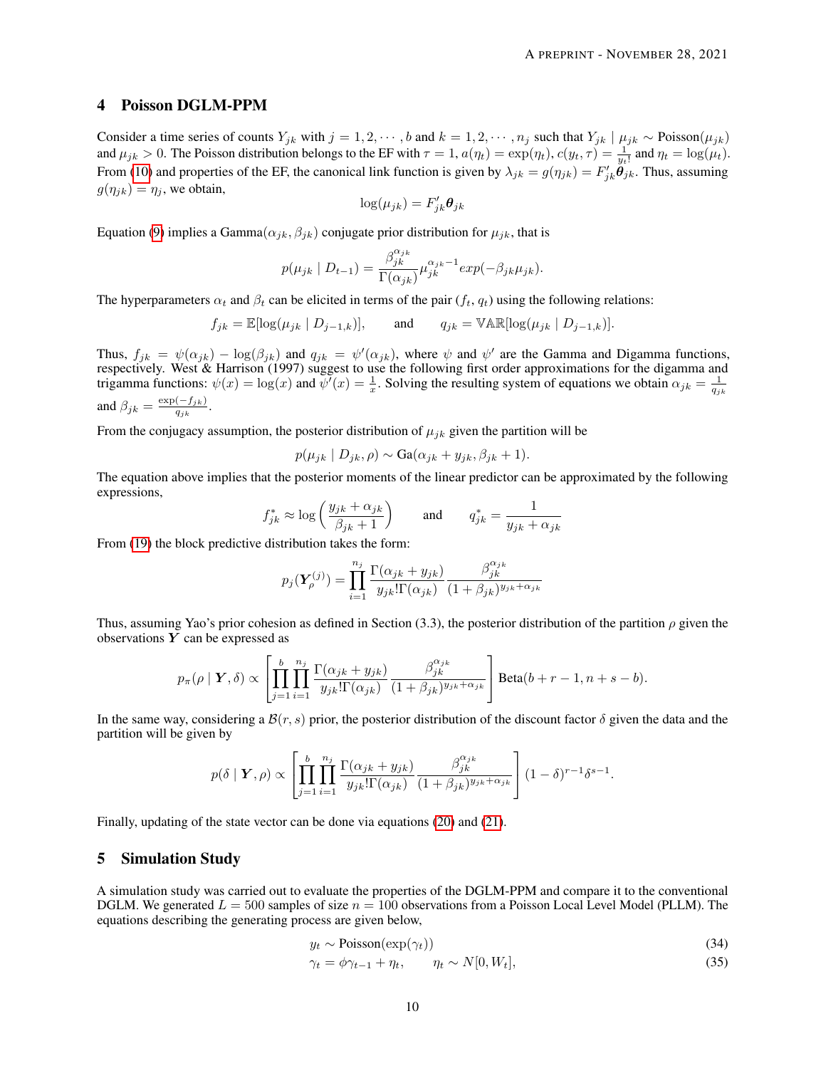## 4 Poisson DGLM-PPM

Consider a time series of counts $Y_{jk}$ with $j = 1, 2, \cdots, b$ and $k = 1, 2, \cdots, n_j$ such that $Y_{jk} \mid \mu_{jk} \sim \text{Poisson}(\mu_{jk})$ and $\mu_{jk} > 0$. The Poisson distribution belongs to the EF with $\tau = 1$, $a(\eta_t) = \exp(\eta_t)$, $c(y_t, \tau) = \frac{1}{y_t!}$ and $\eta_t = \log(\mu_t)$. From (10) and properties of the EF, the canonical link function is given by $\lambda_{jk} = g(\eta_{jk}) = F'_{jk}\boldsymbol{\theta}_{jk}$. Thus, assuming $g(\eta_{jk}) = \eta_j$, we obtain,

$$\log(\mu_{jk}) = F'_{jk}\boldsymbol{\theta}_{jk}$$

Equation (9) implies a Gamma$(\alpha_{jk}, \beta_{jk})$ conjugate prior distribution for $\mu_{jk}$, that is

$$p(\mu_{jk} \mid D_{t-1}) = \frac{\beta_{jk}^{\alpha_{jk}}}{\Gamma(\alpha_{jk})}\mu_{jk}^{\alpha_{jk}-1}exp(-\beta_{jk}\mu_{jk}).$$

The hyperparameters $\alpha_t$ and $\beta_t$ can be elicited in terms of the pair $(f_t, q_t)$ using the following relations:

$$f_{jk} = \mathbb{E}[\log(\mu_{jk} \mid D_{j-1,k})], \qquad \text{and} \qquad q_{jk} = \mathbb{VAR}[\log(\mu_{jk} \mid D_{j-1,k})].$$

Thus, $f_{jk} = \psi(\alpha_{jk}) - \log(\beta_{jk})$ and $q_{jk} = \psi'(\alpha_{jk})$, where $\psi$ and $\psi'$ are the Gamma and Digamma functions, respectively. West & Harrison (1997) suggest to use the following first order approximations for the digamma and trigamma functions: $\psi(x) = \log(x)$ and $\psi'(x) = \frac{1}{x}$. Solving the resulting system of equations we obtain $\alpha_{jk} = \frac{1}{q_{jk}}$ and $\beta_{jk} = \frac{\exp(-f_{jk})}{q_{jk}}$.

From the conjugacy assumption, the posterior distribution of $\mu_{jk}$ given the partition will be

$$p(\mu_{jk} \mid D_{jk}, \rho) \sim \text{Ga}(\alpha_{jk} + y_{jk}, \beta_{jk} + 1).$$

The equation above implies that the posterior moments of the linear predictor can be approximated by the following expressions,

$$f^*_{jk} \approx \log\left(\frac{y_{jk} + \alpha_{jk}}{\beta_{jk} + 1}\right) \qquad \text{and} \qquad q^*_{jk} = \frac{1}{y_{jk} + \alpha_{jk}}$$

From (19) the block predictive distribution takes the form:

$$p_j(\boldsymbol{Y}_\rho^{(j)}) = \prod_{i=1}^{n_j} \frac{\Gamma(\alpha_{jk} + y_{jk})}{y_{jk}!\Gamma(\alpha_{jk})} \frac{\beta_{jk}^{\alpha_{jk}}}{(1 + \beta_{jk})^{y_{jk}+\alpha_{jk}}}$$

Thus, assuming Yao's prior cohesion as defined in Section (3.3), the posterior distribution of the partition $\rho$ given the observations $\boldsymbol{Y}$ can be expressed as

$$p_\pi(\rho \mid \boldsymbol{Y}, \delta) \propto \left[\prod_{j=1}^{b}\prod_{i=1}^{n_j} \frac{\Gamma(\alpha_{jk} + y_{jk})}{y_{jk}!\Gamma(\alpha_{jk})} \frac{\beta_{jk}^{\alpha_{jk}}}{(1 + \beta_{jk})^{y_{jk}+\alpha_{jk}}}\right] \text{Beta}(b + r - 1, n + s - b).$$

In the same way, considering a $\mathcal{B}(r, s)$ prior, the posterior distribution of the discount factor $\delta$ given the data and the partition will be given by

$$p(\delta \mid \boldsymbol{Y}, \rho) \propto \left[\prod_{j=1}^{b}\prod_{i=1}^{n_j} \frac{\Gamma(\alpha_{jk} + y_{jk})}{y_{jk}!\Gamma(\alpha_{jk})} \frac{\beta_{jk}^{\alpha_{jk}}}{(1 + \beta_{jk})^{y_{jk}+\alpha_{jk}}}\right] (1 - \delta)^{r-1}\delta^{s-1}.$$

Finally, updating of the state vector can be done via equations (20) and (21).

## 5 Simulation Study

A simulation study was carried out to evaluate the properties of the DGLM-PPM and compare it to the conventional DGLM. We generated $L = 500$ samples of size $n = 100$ observations from a Poisson Local Level Model (PLLM). The equations describing the generating process are given below,

$$y_t \sim \text{Poisson}(\exp(\gamma_t)) \tag{34}$$

$$\gamma_t = \phi\gamma_{t-1} + \eta_t, \qquad \eta_t \sim N[0, W_t], \tag{35}$$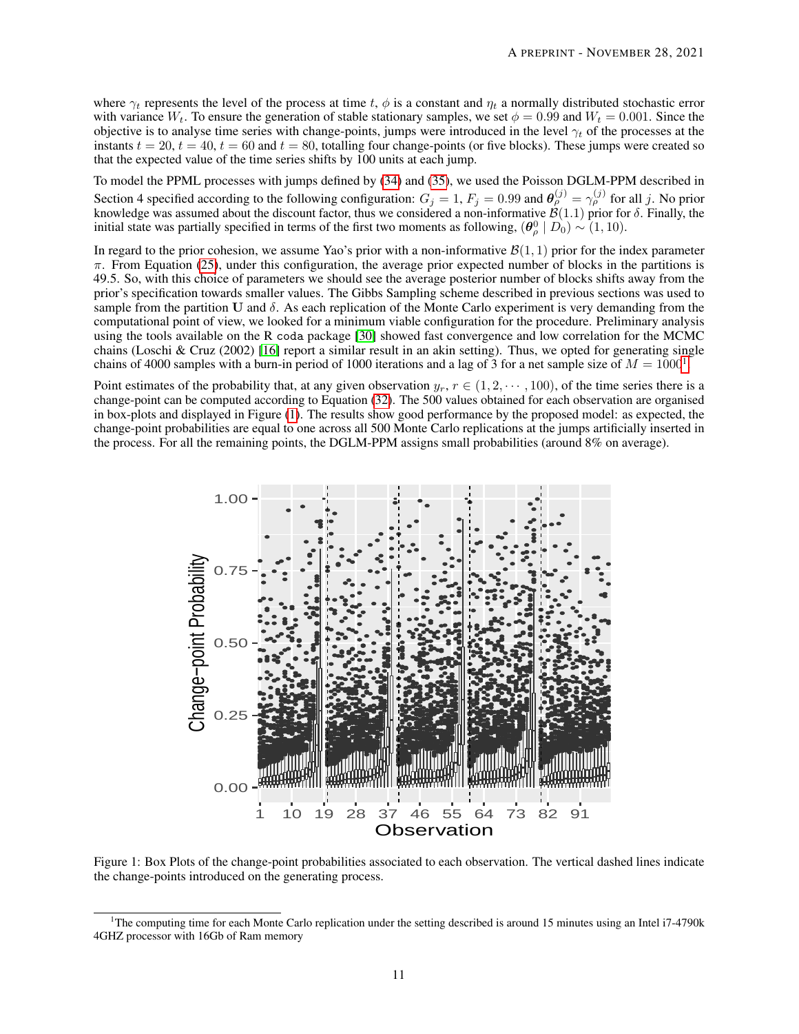where $\gamma_t$ represents the level of the process at time $t$, $\phi$ is a constant and $\eta_t$ a normally distributed stochastic error with variance $W_t$. To ensure the generation of stable stationary samples, we set $\phi = 0.99$ and $W_t = 0.001$. Since the objective is to analyse time series with change-points, jumps were introduced in the level $\gamma_t$ of the processes at the instants $t = 20$, $t = 40$, $t = 60$ and $t = 80$, totalling four change-points (or five blocks). These jumps were created so that the expected value of the time series shifts by 100 units at each jump.

To model the PPML processes with jumps defined by (34) and (35), we used the Poisson DGLM-PPM described in Section 4 specified according to the following configuration: $G_j = 1$, $F_j = 0.99$ and $\boldsymbol{\theta}_\rho^{(j)} = \gamma_\rho^{(j)}$ for all $j$. No prior knowledge was assumed about the discount factor, thus we considered a non-informative $\mathcal{B}(1.1)$ prior for $\delta$. Finally, the initial state was partially specified in terms of the first two moments as following, $(\boldsymbol{\theta}_\rho^0 \mid D_0) \sim (1, 10)$.

In regard to the prior cohesion, we assume Yao's prior with a non-informative $\mathcal{B}(1,1)$ prior for the index parameter $\pi$. From Equation (25), under this configuration, the average prior expected number of blocks in the partitions is 49.5. So, with this choice of parameters we should see the average posterior number of blocks shifts away from the prior's specification towards smaller values. The Gibbs Sampling scheme described in previous sections was used to sample from the partition $\mathbf{U}$ and $\delta$. As each replication of the Monte Carlo experiment is very demanding from the computational point of view, we looked for a minimum viable configuration for the procedure. Preliminary analysis using the tools available on the R `coda` package [30] showed fast convergence and low correlation for the MCMC chains (Loschi & Cruz (2002) [16] report a similar result in an akin setting). Thus, we opted for generating single chains of 4000 samples with a burn-in period of 1000 iterations and a lag of 3 for a net sample size of $M = 1000$[1].

Point estimates of the probability that, at any given observation $y_r$, $r \in (1, 2, \cdots, 100)$, of the time series there is a change-point can be computed according to Equation (32). The 500 values obtained for each observation are organised in box-plots and displayed in Figure (1). The results show good performance by the proposed model: as expected, the change-point probabilities are equal to one across all 500 Monte Carlo replications at the jumps artificially inserted in the process. For all the remaining points, the DGLM-PPM assigns small probabilities (around 8% on average).

Figure 1: Box Plots of the change-point probabilities associated to each observation. The vertical dashed lines indicate the change-points introduced on the generating process.

[1]The computing time for each Monte Carlo replication under the setting described is around 15 minutes using an Intel i7-4790k 4GHZ processor with 16Gb of Ram memory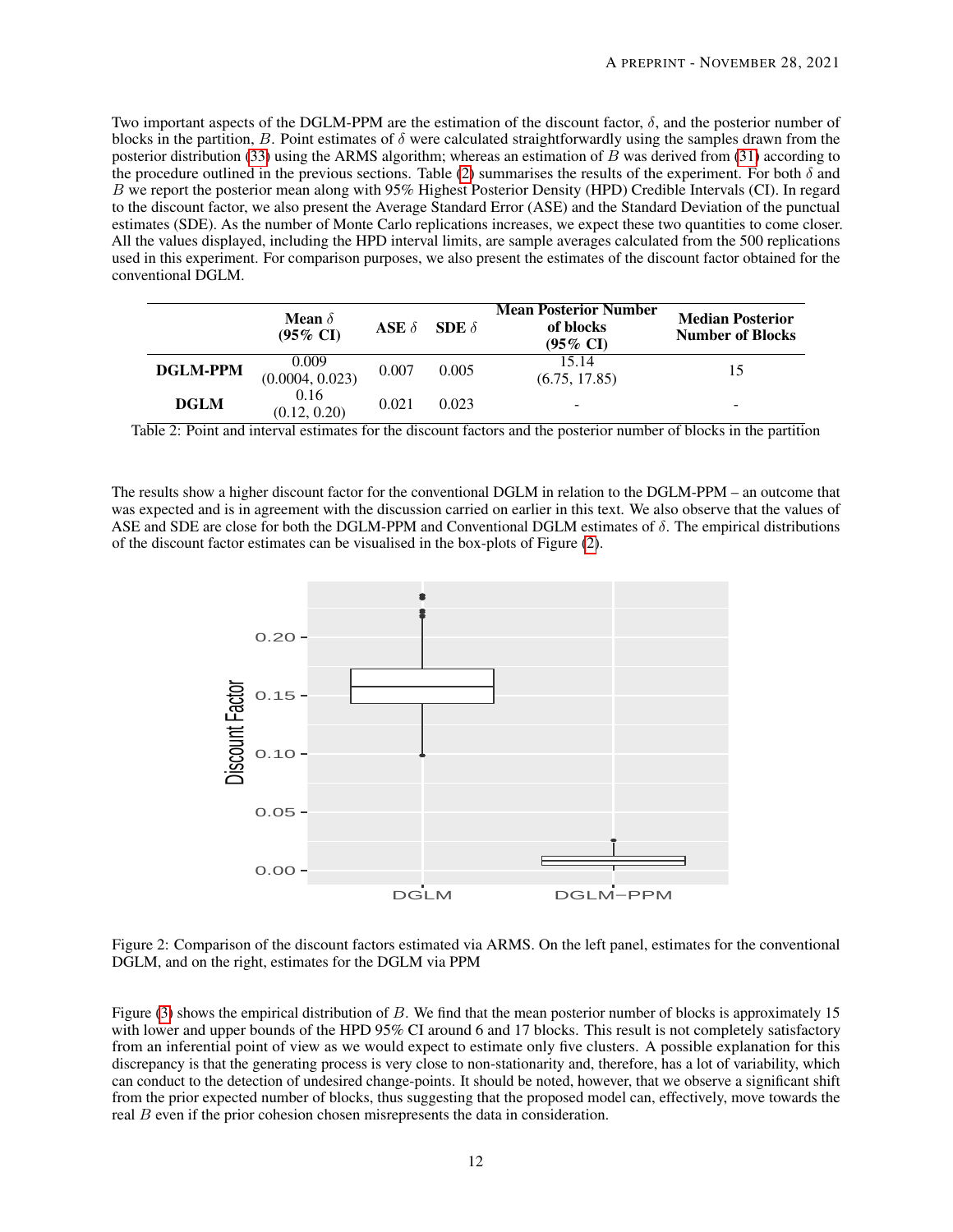Two important aspects of the DGLM-PPM are the estimation of the discount factor, $\delta$, and the posterior number of blocks in the partition, $B$. Point estimates of $\delta$ were calculated straightforwardly using the samples drawn from the posterior distribution (33) using the ARMS algorithm; whereas an estimation of $B$ was derived from (31) according to the procedure outlined in the previous sections. Table (2) summarises the results of the experiment. For both $\delta$ and $B$ we report the posterior mean along with 95% Highest Posterior Density (HPD) Credible Intervals (CI). In regard to the discount factor, we also present the Average Standard Error (ASE) and the Standard Deviation of the punctual estimates (SDE). As the number of Monte Carlo replications increases, we expect these two quantities to come closer. All the values displayed, including the HPD interval limits, are sample averages calculated from the 500 replications used in this experiment. For comparison purposes, we also present the estimates of the discount factor obtained for the conventional DGLM.

| | **Mean $\delta$ (95% CI)** | **ASE $\delta$** | **SDE $\delta$** | **Mean Posterior Number of blocks (95% CI)** | **Median Posterior Number of Blocks** |
|---|---|---|---|---|---|
| **DGLM-PPM** | 0.009 (0.0004, 0.023) | 0.007 | 0.005 | 15.14 (6.75, 17.85) | 15 |
| **DGLM** | 0.16 (0.12, 0.20) | 0.021 | 0.023 | - | - |

Table 2: Point and interval estimates for the discount factors and the posterior number of blocks in the partition

The results show a higher discount factor for the conventional DGLM in relation to the DGLM-PPM – an outcome that was expected and is in agreement with the discussion carried on earlier in this text. We also observe that the values of ASE and SDE are close for both the DGLM-PPM and Conventional DGLM estimates of $\delta$. The empirical distributions of the discount factor estimates can be visualised in the box-plots of Figure (2).

Figure 2: Comparison of the discount factors estimated via ARMS. On the left panel, estimates for the conventional DGLM, and on the right, estimates for the DGLM via PPM

Figure (3) shows the empirical distribution of $B$. We find that the mean posterior number of blocks is approximately 15 with lower and upper bounds of the HPD 95% CI around 6 and 17 blocks. This result is not completely satisfactory from an inferential point of view as we would expect to estimate only five clusters. A possible explanation for this discrepancy is that the generating process is very close to non-stationarity and, therefore, has a lot of variability, which can conduct to the detection of undesired change-points. It should be noted, however, that we observe a significant shift from the prior expected number of blocks, thus suggesting that the proposed model can, effectively, move towards the real $B$ even if the prior cohesion chosen misrepresents the data in consideration.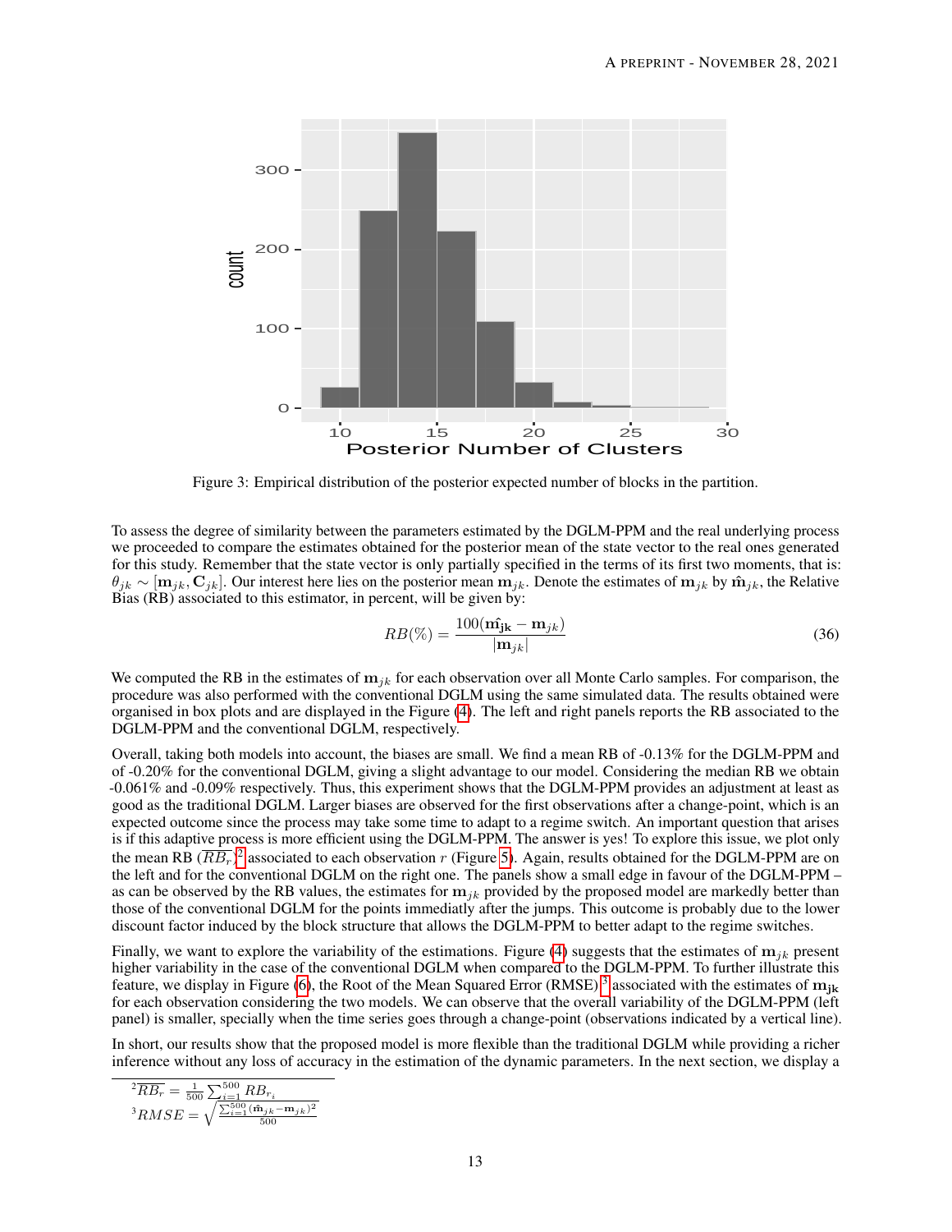Figure 3: Empirical distribution of the posterior expected number of blocks in the partition.

To assess the degree of similarity between the parameters estimated by the DGLM-PPM and the real underlying process we proceeded to compare the estimates obtained for the posterior mean of the state vector to the real ones generated for this study. Remember that the state vector is only partially specified in the terms of its first two moments, that is: $\theta_{jk} \sim [\mathbf{m}_{jk}, \mathbf{C}_{jk}]$. Our interest here lies on the posterior mean $\mathbf{m}_{jk}$. Denote the estimates of $\mathbf{m}_{jk}$ by $\hat{\mathbf{m}}_{jk}$, the Relative Bias (RB) associated to this estimator, in percent, will be given by:

$$RB(\%) = \frac{100(\hat{\mathbf{m_{jk}}} - \mathbf{m}_{jk})}{|\mathbf{m}_{jk}|} \tag{36}$$

We computed the RB in the estimates of $\mathbf{m}_{jk}$ for each observation over all Monte Carlo samples. For comparison, the procedure was also performed with the conventional DGLM using the same simulated data. The results obtained were organised in box plots and are displayed in the Figure (4). The left and right panels reports the RB associated to the DGLM-PPM and the conventional DGLM, respectively.

Overall, taking both models into account, the biases are small. We find a mean RB of -0.13% for the DGLM-PPM and of -0.20% for the conventional DGLM, giving a slight advantage to our model. Considering the median RB we obtain -0.061% and -0.09% respectively. Thus, this experiment shows that the DGLM-PPM provides an adjustment at least as good as the traditional DGLM. Larger biases are observed for the first observations after a change-point, which is an expected outcome since the process may take some time to adapt to a regime switch. An important question that arises is if this adaptive process is more efficient using the DGLM-PPM. The answer is yes! To explore this issue, we plot only the mean RB ($\overline{RB_r}$)[2] associated to each observation $r$ (Figure 5). Again, results obtained for the DGLM-PPM are on the left and for the conventional DGLM on the right one. The panels show a small edge in favour of the DGLM-PPM – as can be observed by the RB values, the estimates for $\mathbf{m}_{jk}$ provided by the proposed model are markedly better than those of the conventional DGLM for the points immediatly after the jumps. This outcome is probably due to the lower discount factor induced by the block structure that allows the DGLM-PPM to better adapt to the regime switches.

Finally, we want to explore the variability of the estimations. Figure (4) suggests that the estimates of $\mathbf{m}_{jk}$ present higher variability in the case of the conventional DGLM when compared to the DGLM-PPM. To further illustrate this feature, we display in Figure (6), the Root of the Mean Squared Error (RMSE)[3] associated with the estimates of $\mathbf{m_{jk}}$ for each observation considering the two models. We can observe that the overall variability of the DGLM-PPM (left panel) is smaller, specially when the time series goes through a change-point (observations indicated by a vertical line).

In short, our results show that the proposed model is more flexible than the traditional DGLM while providing a richer inference without any loss of accuracy in the estimation of the dynamic parameters. In the next section, we display a

[2] $\overline{RB_r} = \frac{1}{500}\sum_{i=1}^{500} RB_{r_i}$

[3] $RMSE = \sqrt{\frac{\sum_{i=1}^{500}(\hat{\mathbf{m}}_{jk} - \mathbf{m}_{jk})^2}{500}}$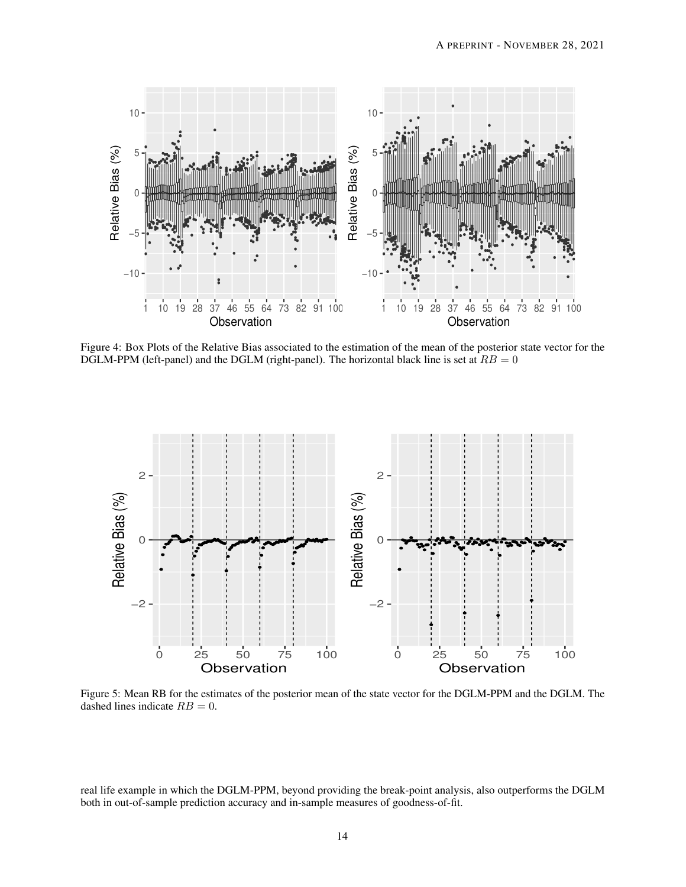Figure 4: Box Plots of the Relative Bias associated to the estimation of the mean of the posterior state vector for the DGLM-PPM (left-panel) and the DGLM (right-panel). The horizontal black line is set at $RB = 0$

Figure 5: Mean RB for the estimates of the posterior mean of the state vector for the DGLM-PPM and the DGLM. The dashed lines indicate $RB = 0$.

real life example in which the DGLM-PPM, beyond providing the break-point analysis, also outperforms the DGLM both in out-of-sample prediction accuracy and in-sample measures of goodness-of-fit.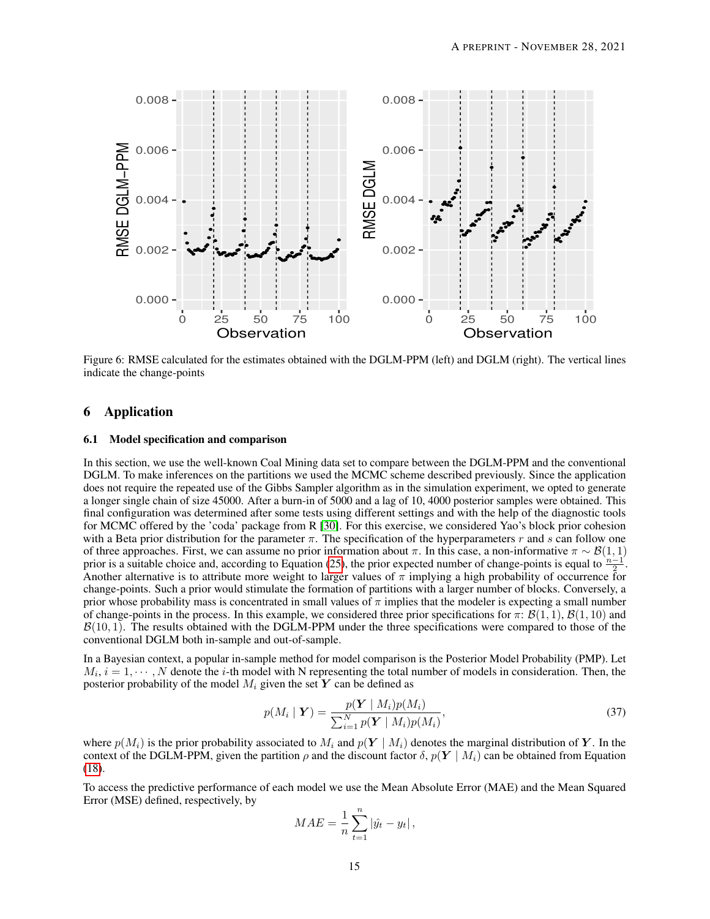Figure 6: RMSE calculated for the estimates obtained with the DGLM-PPM (left) and DGLM (right). The vertical lines indicate the change-points

## 6 Application

### 6.1 Model specification and comparison

In this section, we use the well-known Coal Mining data set to compare between the DGLM-PPM and the conventional DGLM. To make inferences on the partitions we used the MCMC scheme described previously. Since the application does not require the repeated use of the Gibbs Sampler algorithm as in the simulation experiment, we opted to generate a longer single chain of size 45000. After a burn-in of 5000 and a lag of 10, 4000 posterior samples were obtained. This final configuration was determined after some tests using different settings and with the help of the diagnostic tools for MCMC offered by the 'coda' package from R [30]. For this exercise, we considered Yao's block prior cohesion with a Beta prior distribution for the parameter $\pi$. The specification of the hyperparameters $r$ and $s$ can follow one of three approaches. First, we can assume no prior information about $\pi$. In this case, a non-informative $\pi \sim \mathcal{B}(1,1)$ prior is a suitable choice and, according to Equation (25), the prior expected number of change-points is equal to $\frac{n-1}{2}$. Another alternative is to attribute more weight to larger values of $\pi$ implying a high probability of occurrence for change-points. Such a prior would stimulate the formation of partitions with a larger number of blocks. Conversely, a prior whose probability mass is concentrated in small values of $\pi$ implies that the modeler is expecting a small number of change-points in the process. In this example, we considered three prior specifications for $\pi$: $\mathcal{B}(1,1)$, $\mathcal{B}(1,10)$ and $\mathcal{B}(10,1)$. The results obtained with the DGLM-PPM under the three specifications were compared to those of the conventional DGLM both in-sample and out-of-sample.

In a Bayesian context, a popular in-sample method for model comparison is the Posterior Model Probability (PMP). Let $M_i, i = 1, \cdots, N$ denote the $i$-th model with N representing the total number of models in consideration. Then, the posterior probability of the model $M_i$ given the set $\boldsymbol{Y}$ can be defined as

$$p(M_i \mid \boldsymbol{Y}) = \frac{p(\boldsymbol{Y} \mid M_i)p(M_i)}{\sum_{i=1}^{N} p(\boldsymbol{Y} \mid M_i)p(M_i)}, \tag{37}$$

where $p(M_i)$ is the prior probability associated to $M_i$ and $p(\boldsymbol{Y} \mid M_i)$ denotes the marginal distribution of $\boldsymbol{Y}$. In the context of the DGLM-PPM, given the partition $\rho$ and the discount factor $\delta$, $p(\boldsymbol{Y} \mid M_i)$ can be obtained from Equation (18).

To access the predictive performance of each model we use the Mean Absolute Error (MAE) and the Mean Squared Error (MSE) defined, respectively, by

$$MAE = \frac{1}{n} \sum_{t=1}^{n} |\hat{y_t} - y_t| ,$$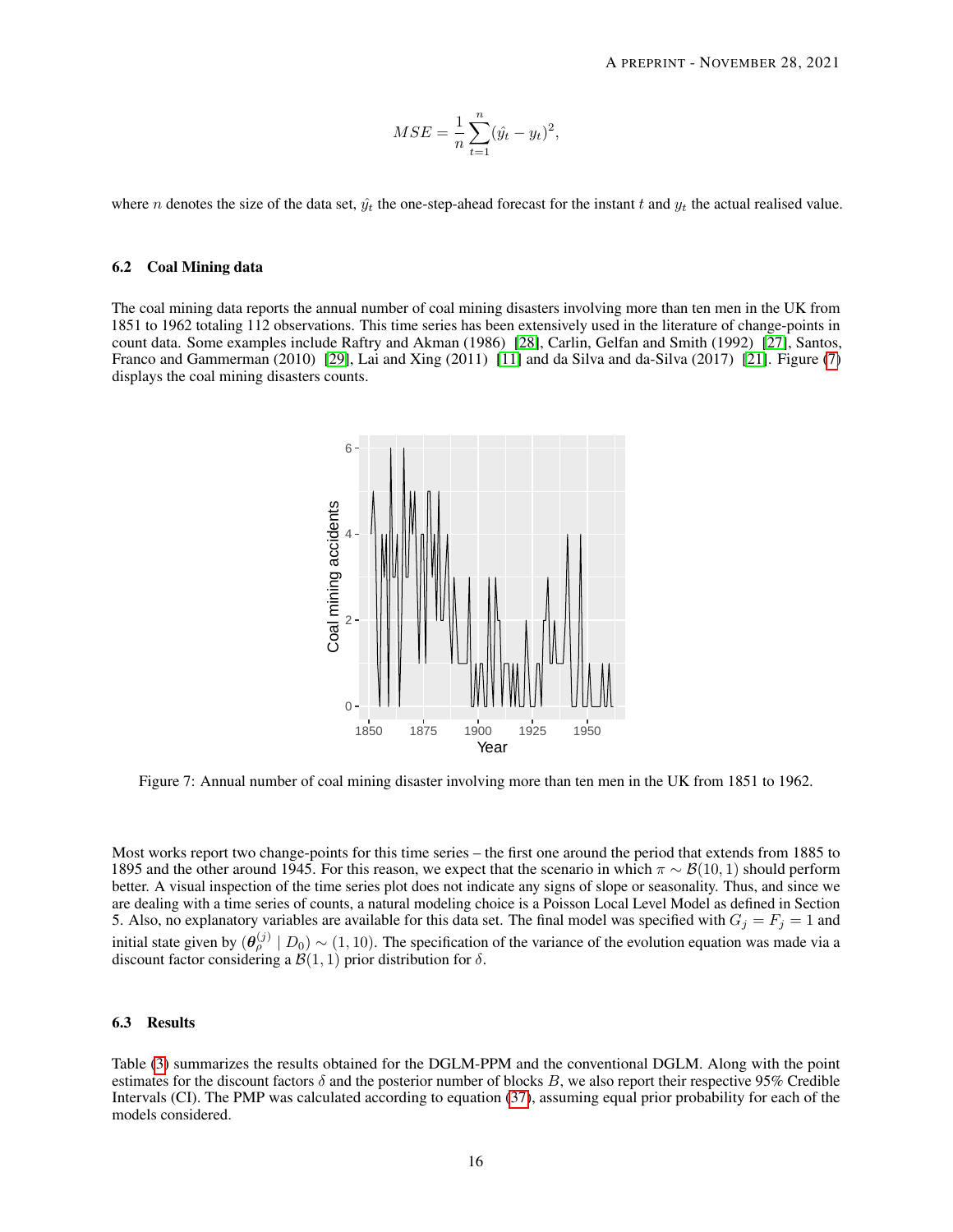$$MSE = \frac{1}{n}\sum_{t=1}^{n}(\hat{y}_t - y_t)^2,$$

where $n$ denotes the size of the data set, $\hat{y}_t$ the one-step-ahead forecast for the instant $t$ and $y_t$ the actual realised value.

### 6.2 Coal Mining data

The coal mining data reports the annual number of coal mining disasters involving more than ten men in the UK from 1851 to 1962 totaling 112 observations. This time series has been extensively used in the literature of change-points in count data. Some examples include Raftry and Akman (1986) [28], Carlin, Gelfan and Smith (1992) [27], Santos, Franco and Gammerman (2010) [29], Lai and Xing (2011) [11] and da Silva and da-Silva (2017) [21]. Figure (7) displays the coal mining disasters counts.

Figure 7: Annual number of coal mining disaster involving more than ten men in the UK from 1851 to 1962.

Most works report two change-points for this time series – the first one around the period that extends from 1885 to 1895 and the other around 1945. For this reason, we expect that the scenario in which $\pi \sim \mathcal{B}(10, 1)$ should perform better. A visual inspection of the time series plot does not indicate any signs of slope or seasonality. Thus, and since we are dealing with a time series of counts, a natural modeling choice is a Poisson Local Level Model as defined in Section 5. Also, no explanatory variables are available for this data set. The final model was specified with $G_j = F_j = 1$ and initial state given by $(\boldsymbol{\theta}_\rho^{(j)} \mid D_0) \sim (1, 10)$. The specification of the variance of the evolution equation was made via a discount factor considering a $\mathcal{B}(1, 1)$ prior distribution for $\delta$.

### 6.3 Results

Table (3) summarizes the results obtained for the DGLM-PPM and the conventional DGLM. Along with the point estimates for the discount factors $\delta$ and the posterior number of blocks $B$, we also report their respective 95% Credible Intervals (CI). The PMP was calculated according to equation (37), assuming equal prior probability for each of the models considered.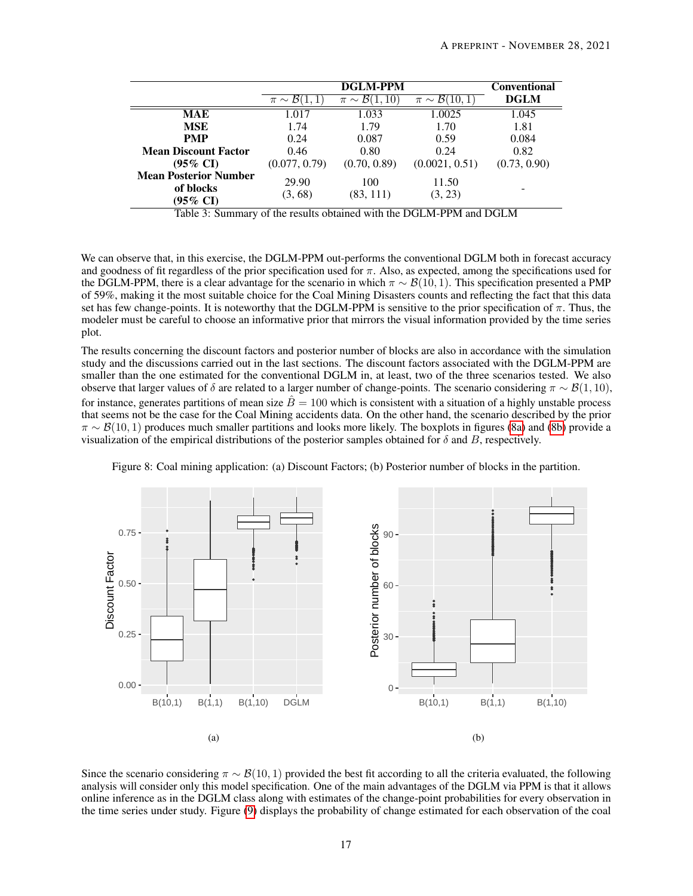| | DGLM-PPM | | | Conventional DGLM |
|---|---|---|---|---|
| | $\pi \sim \mathcal{B}(1,1)$ | $\pi \sim \mathcal{B}(1,10)$ | $\pi \sim \mathcal{B}(10,1)$ | |
| **MAE** | 1.017 | 1.033 | 1.0025 | 1.045 |
| **MSE** | 1.74 | 1.79 | 1.70 | 1.81 |
| **PMP** | 0.24 | 0.087 | 0.59 | 0.084 |
| **Mean Discount Factor (95% CI)** | 0.46 (0.077, 0.79) | 0.80 (0.70, 0.89) | 0.24 (0.0021, 0.51) | 0.82 (0.73, 0.90) |
| **Mean Posterior Number of blocks (95% CI)** | 29.90 (3, 68) | 100 (83, 111) | 11.50 (3, 23) | - |

Table 3: Summary of the results obtained with the DGLM-PPM and DGLM

We can observe that, in this exercise, the DGLM-PPM out-performs the conventional DGLM both in forecast accuracy and goodness of fit regardless of the prior specification used for $\pi$. Also, as expected, among the specifications used for the DGLM-PPM, there is a clear advantage for the scenario in which $\pi \sim \mathcal{B}(10, 1)$. This specification presented a PMP of 59%, making it the most suitable choice for the Coal Mining Disasters counts and reflecting the fact that this data set has few change-points. It is noteworthy that the DGLM-PPM is sensitive to the prior specification of $\pi$. Thus, the modeler must be careful to choose an informative prior that mirrors the visual information provided by the time series plot.

The results concerning the discount factors and posterior number of blocks are also in accordance with the simulation study and the discussions carried out in the last sections. The discount factors associated with the DGLM-PPM are smaller than the one estimated for the conventional DGLM in, at least, two of the three scenarios tested. We also observe that larger values of $\delta$ are related to a larger number of change-points. The scenario considering $\pi \sim \mathcal{B}(1, 10)$, for instance, generates partitions of mean size $\hat{B} = 100$ which is consistent with a situation of a highly unstable process that seems not be the case for the Coal Mining accidents data. On the other hand, the scenario described by the prior $\pi \sim \mathcal{B}(10, 1)$ produces much smaller partitions and looks more likely. The boxplots in figures (8a) and (8b) provide a visualization of the empirical distributions of the posterior samples obtained for $\delta$ and $B$, respectively.

Figure 8: Coal mining application: (a) Discount Factors; (b) Posterior number of blocks in the partition.

(a)

(b)

Since the scenario considering $\pi \sim \mathcal{B}(10, 1)$ provided the best fit according to all the criteria evaluated, the following analysis will consider only this model specification. One of the main advantages of the DGLM via PPM is that it allows online inference as in the DGLM class along with estimates of the change-point probabilities for every observation in the time series under study. Figure (9) displays the probability of change estimated for each observation of the coal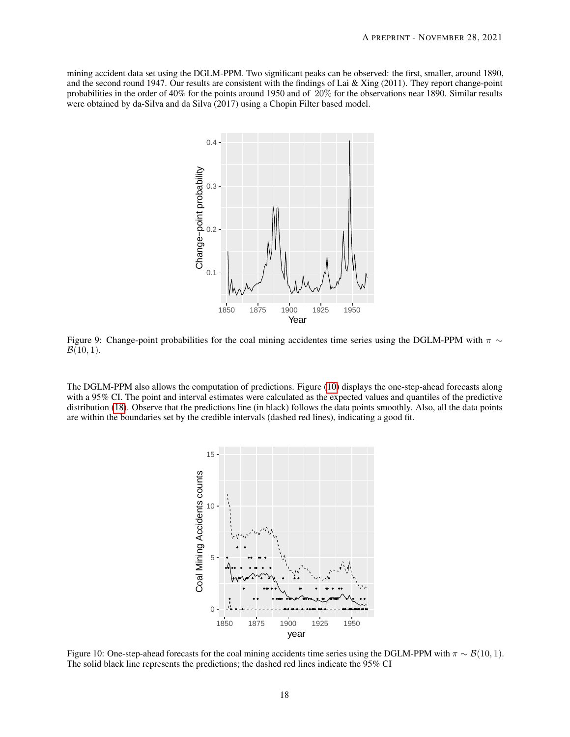mining accident data set using the DGLM-PPM. Two significant peaks can be observed: the first, smaller, around 1890, and the second round 1947. Our results are consistent with the findings of Lai & Xing (2011). They report change-point probabilities in the order of 40% for the points around 1950 and of $20\%$ for the observations near 1890. Similar results were obtained by da-Silva and da Silva (2017) using a Chopin Filter based model.

Figure 9: Change-point probabilities for the coal mining accidentes time series using the DGLM-PPM with $\pi \sim \mathcal{B}(10, 1)$.

The DGLM-PPM also allows the computation of predictions. Figure (10) displays the one-step-ahead forecasts along with a 95% CI. The point and interval estimates were calculated as the expected values and quantiles of the predictive distribution (18). Observe that the predictions line (in black) follows the data points smoothly. Also, all the data points are within the boundaries set by the credible intervals (dashed red lines), indicating a good fit.

Figure 10: One-step-ahead forecasts for the coal mining accidents time series using the DGLM-PPM with $\pi \sim \mathcal{B}(10, 1)$. The solid black line represents the predictions; the dashed red lines indicate the 95% CI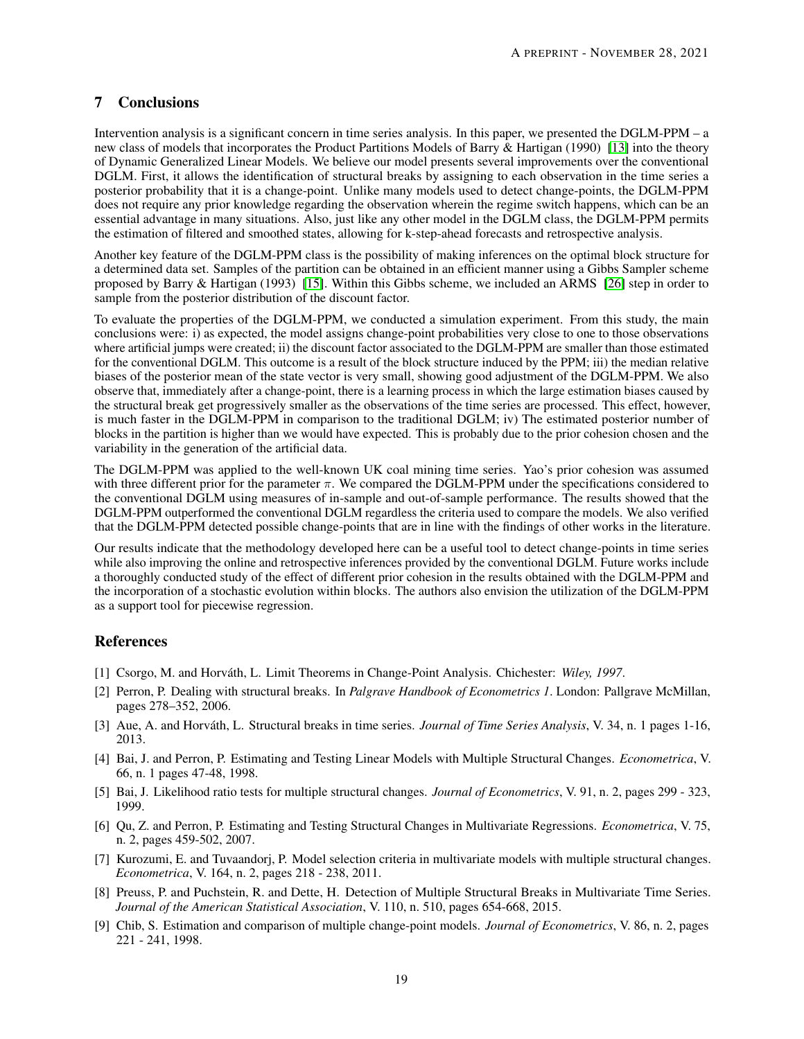## 7 Conclusions

Intervention analysis is a significant concern in time series analysis. In this paper, we presented the DGLM-PPM – a new class of models that incorporates the Product Partitions Models of Barry & Hartigan (1990) [13] into the theory of Dynamic Generalized Linear Models. We believe our model presents several improvements over the conventional DGLM. First, it allows the identification of structural breaks by assigning to each observation in the time series a posterior probability that it is a change-point. Unlike many models used to detect change-points, the DGLM-PPM does not require any prior knowledge regarding the observation wherein the regime switch happens, which can be an essential advantage in many situations. Also, just like any other model in the DGLM class, the DGLM-PPM permits the estimation of filtered and smoothed states, allowing for k-step-ahead forecasts and retrospective analysis.

Another key feature of the DGLM-PPM class is the possibility of making inferences on the optimal block structure for a determined data set. Samples of the partition can be obtained in an efficient manner using a Gibbs Sampler scheme proposed by Barry & Hartigan (1993) [15]. Within this Gibbs scheme, we included an ARMS [26] step in order to sample from the posterior distribution of the discount factor.

To evaluate the properties of the DGLM-PPM, we conducted a simulation experiment. From this study, the main conclusions were: i) as expected, the model assigns change-point probabilities very close to one to those observations where artificial jumps were created; ii) the discount factor associated to the DGLM-PPM are smaller than those estimated for the conventional DGLM. This outcome is a result of the block structure induced by the PPM; iii) the median relative biases of the posterior mean of the state vector is very small, showing good adjustment of the DGLM-PPM. We also observe that, immediately after a change-point, there is a learning process in which the large estimation biases caused by the structural break get progressively smaller as the observations of the time series are processed. This effect, however, is much faster in the DGLM-PPM in comparison to the traditional DGLM; iv) The estimated posterior number of blocks in the partition is higher than we would have expected. This is probably due to the prior cohesion chosen and the variability in the generation of the artificial data.

The DGLM-PPM was applied to the well-known UK coal mining time series. Yao's prior cohesion was assumed with three different prior for the parameter $\pi$. We compared the DGLM-PPM under the specifications considered to the conventional DGLM using measures of in-sample and out-of-sample performance. The results showed that the DGLM-PPM outperformed the conventional DGLM regardless the criteria used to compare the models. We also verified that the DGLM-PPM detected possible change-points that are in line with the findings of other works in the literature.

Our results indicate that the methodology developed here can be a useful tool to detect change-points in time series while also improving the online and retrospective inferences provided by the conventional DGLM. Future works include a thoroughly conducted study of the effect of different prior cohesion in the results obtained with the DGLM-PPM and the incorporation of a stochastic evolution within blocks. The authors also envision the utilization of the DGLM-PPM as a support tool for piecewise regression.

## References

[1] Csorgo, M. and Horváth, L. Limit Theorems in Change-Point Analysis. Chichester: *Wiley, 1997*.

[2] Perron, P. Dealing with structural breaks. In *Palgrave Handbook of Econometrics 1*. London: Pallgrave McMillan, pages 278–352, 2006.

[3] Aue, A. and Horváth, L. Structural breaks in time series. *Journal of Time Series Analysis*, V. 34, n. 1 pages 1-16, 2013.

[4] Bai, J. and Perron, P. Estimating and Testing Linear Models with Multiple Structural Changes. *Econometrica*, V. 66, n. 1 pages 47-48, 1998.

[5] Bai, J. Likelihood ratio tests for multiple structural changes. *Journal of Econometrics*, V. 91, n. 2, pages 299 - 323, 1999.

[6] Qu, Z. and Perron, P. Estimating and Testing Structural Changes in Multivariate Regressions. *Econometrica*, V. 75, n. 2, pages 459-502, 2007.

[7] Kurozumi, E. and Tuvaandorj, P. Model selection criteria in multivariate models with multiple structural changes. *Econometrica*, V. 164, n. 2, pages 218 - 238, 2011.

[8] Preuss, P. and Puchstein, R. and Dette, H. Detection of Multiple Structural Breaks in Multivariate Time Series. *Journal of the American Statistical Association*, V. 110, n. 510, pages 654-668, 2015.

[9] Chib, S. Estimation and comparison of multiple change-point models. *Journal of Econometrics*, V. 86, n. 2, pages 221 - 241, 1998.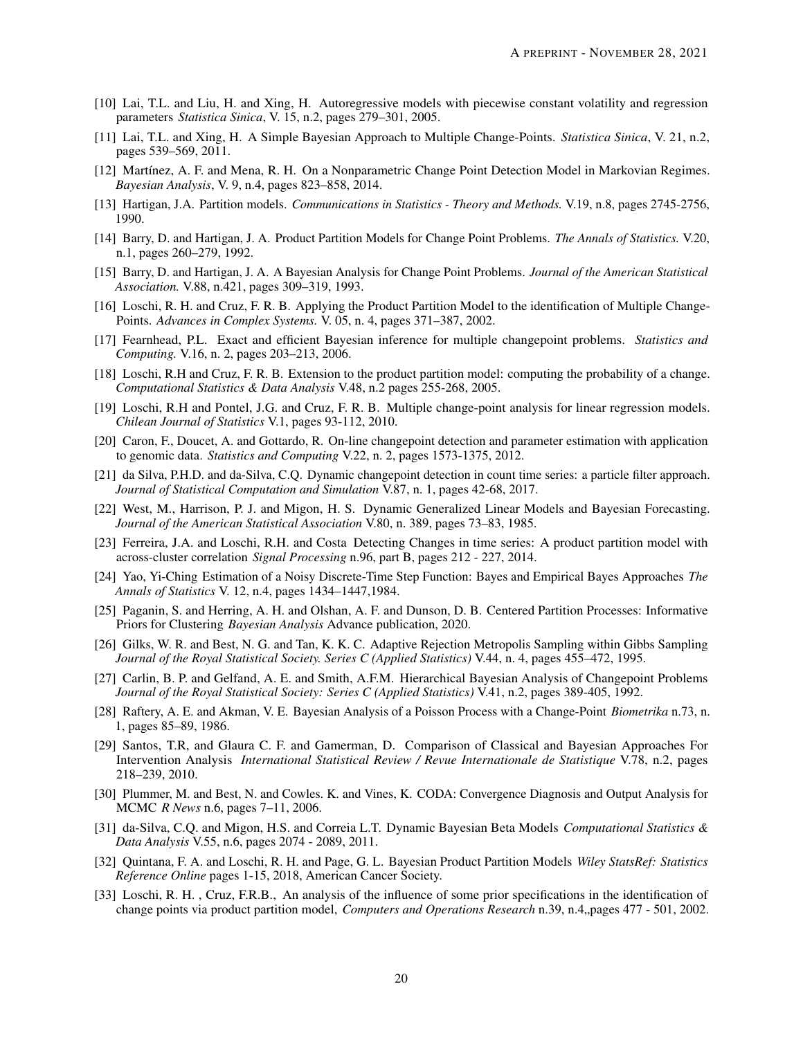[10] Lai, T.L. and Liu, H. and Xing, H. Autoregressive models with piecewise constant volatility and regression parameters *Statistica Sinica*, V. 15, n.2, pages 279–301, 2005.

[11] Lai, T.L. and Xing, H. A Simple Bayesian Approach to Multiple Change-Points. *Statistica Sinica*, V. 21, n.2, pages 539–569, 2011.

[12] Martínez, A. F. and Mena, R. H. On a Nonparametric Change Point Detection Model in Markovian Regimes. *Bayesian Analysis*, V. 9, n.4, pages 823–858, 2014.

[13] Hartigan, J.A. Partition models. *Communications in Statistics - Theory and Methods.* V.19, n.8, pages 2745-2756, 1990.

[14] Barry, D. and Hartigan, J. A. Product Partition Models for Change Point Problems. *The Annals of Statistics.* V.20, n.1, pages 260–279, 1992.

[15] Barry, D. and Hartigan, J. A. A Bayesian Analysis for Change Point Problems. *Journal of the American Statistical Association.* V.88, n.421, pages 309–319, 1993.

[16] Loschi, R. H. and Cruz, F. R. B. Applying the Product Partition Model to the identification of Multiple Change-Points. *Advances in Complex Systems.* V. 05, n. 4, pages 371–387, 2002.

[17] Fearnhead, P.L. Exact and efficient Bayesian inference for multiple changepoint problems. *Statistics and Computing.* V.16, n. 2, pages 203–213, 2006.

[18] Loschi, R.H and Cruz, F. R. B. Extension to the product partition model: computing the probability of a change. *Computational Statistics & Data Analysis* V.48, n.2 pages 255-268, 2005.

[19] Loschi, R.H and Pontel, J.G. and Cruz, F. R. B. Multiple change-point analysis for linear regression models. *Chilean Journal of Statistics* V.1, pages 93-112, 2010.

[20] Caron, F., Doucet, A. and Gottardo, R. On-line changepoint detection and parameter estimation with application to genomic data. *Statistics and Computing* V.22, n. 2, pages 1573-1375, 2012.

[21] da Silva, P.H.D. and da-Silva, C.Q. Dynamic changepoint detection in count time series: a particle filter approach. *Journal of Statistical Computation and Simulation* V.87, n. 1, pages 42-68, 2017.

[22] West, M., Harrison, P. J. and Migon, H. S. Dynamic Generalized Linear Models and Bayesian Forecasting. *Journal of the American Statistical Association* V.80, n. 389, pages 73–83, 1985.

[23] Ferreira, J.A. and Loschi, R.H. and Costa Detecting Changes in time series: A product partition model with across-cluster correlation *Signal Processing* n.96, part B, pages 212 - 227, 2014.

[24] Yao, Yi-Ching Estimation of a Noisy Discrete-Time Step Function: Bayes and Empirical Bayes Approaches *The Annals of Statistics* V. 12, n.4, pages 1434–1447,1984.

[25] Paganin, S. and Herring, A. H. and Olshan, A. F. and Dunson, D. B. Centered Partition Processes: Informative Priors for Clustering *Bayesian Analysis* Advance publication, 2020.

[26] Gilks, W. R. and Best, N. G. and Tan, K. K. C. Adaptive Rejection Metropolis Sampling within Gibbs Sampling *Journal of the Royal Statistical Society. Series C (Applied Statistics)* V.44, n. 4, pages 455–472, 1995.

[27] Carlin, B. P. and Gelfand, A. E. and Smith, A.F.M. Hierarchical Bayesian Analysis of Changepoint Problems *Journal of the Royal Statistical Society: Series C (Applied Statistics)* V.41, n.2, pages 389-405, 1992.

[28] Raftery, A. E. and Akman, V. E. Bayesian Analysis of a Poisson Process with a Change-Point *Biometrika* n.73, n. 1, pages 85–89, 1986.

[29] Santos, T.R, and Glaura C. F. and Gamerman, D. Comparison of Classical and Bayesian Approaches For Intervention Analysis *International Statistical Review / Revue Internationale de Statistique* V.78, n.2, pages 218–239, 2010.

[30] Plummer, M. and Best, N. and Cowles. K. and Vines, K. CODA: Convergence Diagnosis and Output Analysis for MCMC *R News* n.6, pages 7–11, 2006.

[31] da-Silva, C.Q. and Migon, H.S. and Correia L.T. Dynamic Bayesian Beta Models *Computational Statistics & Data Analysis* V.55, n.6, pages 2074 - 2089, 2011.

[32] Quintana, F. A. and Loschi, R. H. and Page, G. L. Bayesian Product Partition Models *Wiley StatsRef: Statistics Reference Online* pages 1-15, 2018, American Cancer Society.

[33] Loschi, R. H. , Cruz, F.R.B., An analysis of the influence of some prior specifications in the identification of change points via product partition model, *Computers and Operations Research* n.39, n.4,,pages 477 - 501, 2002.